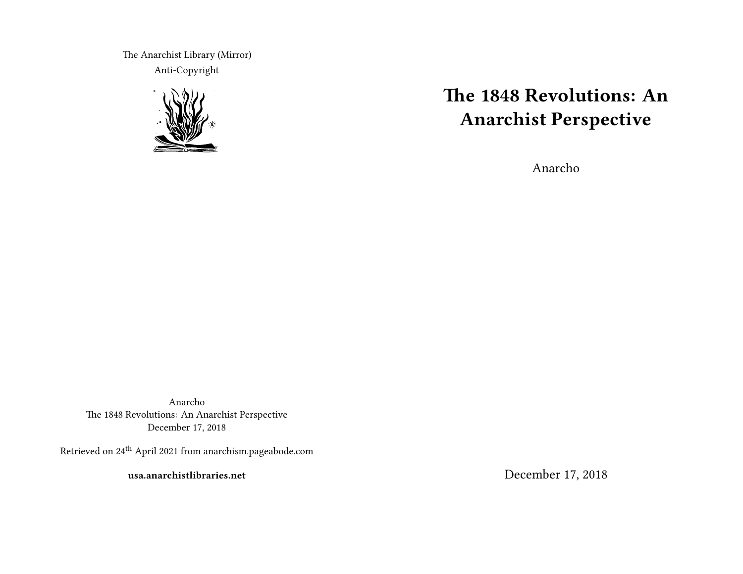The Anarchist Library (Mirror)
Anti-Copyright

Anarcho
The 1848 Revolutions: An Anarchist Perspective
December 17, 2018

Retrieved on 24th April 2021 from anarchism.pageabode.com

**usa.anarchistlibraries.net**

# The 1848 Revolutions: An Anarchist Perspective

Anarcho

December 17, 2018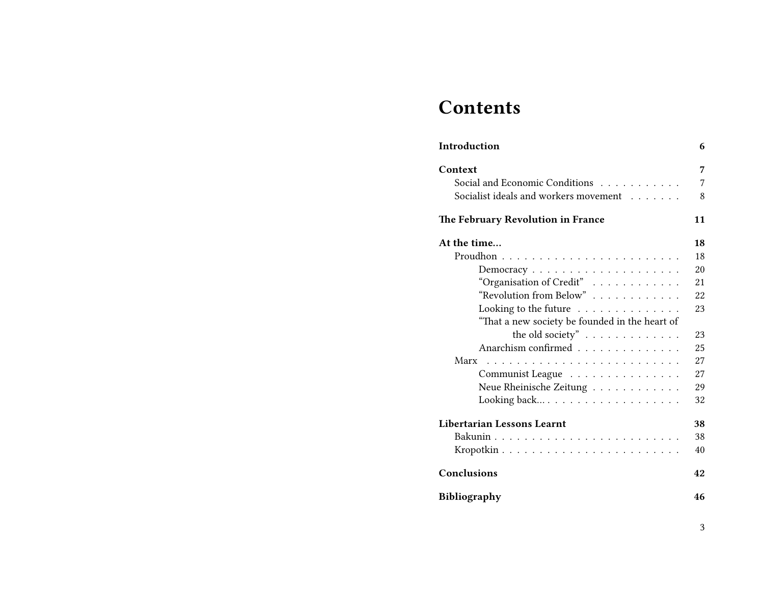# Contents

**Introduction** 6

**Context** 7
- Social and Economic Conditions 7
- Socialist ideals and workers movement 8

**The February Revolution in France** 11

**At the time…** 18
- Proudhon 18
  - Democracy 20
  - “Organisation of Credit” 21
  - “Revolution from Below” 22
  - Looking to the future 23
  - “That a new society be founded in the heart of the old society” 23
  - Anarchism confirmed 25
- Marx 27
  - Communist League 27
  - Neue Rheinische Zeitung 29
  - Looking back… 32

**Libertarian Lessons Learnt** 38
- Bakunin 38
- Kropotkin 40

**Conclusions** 42

**Bibliography** 46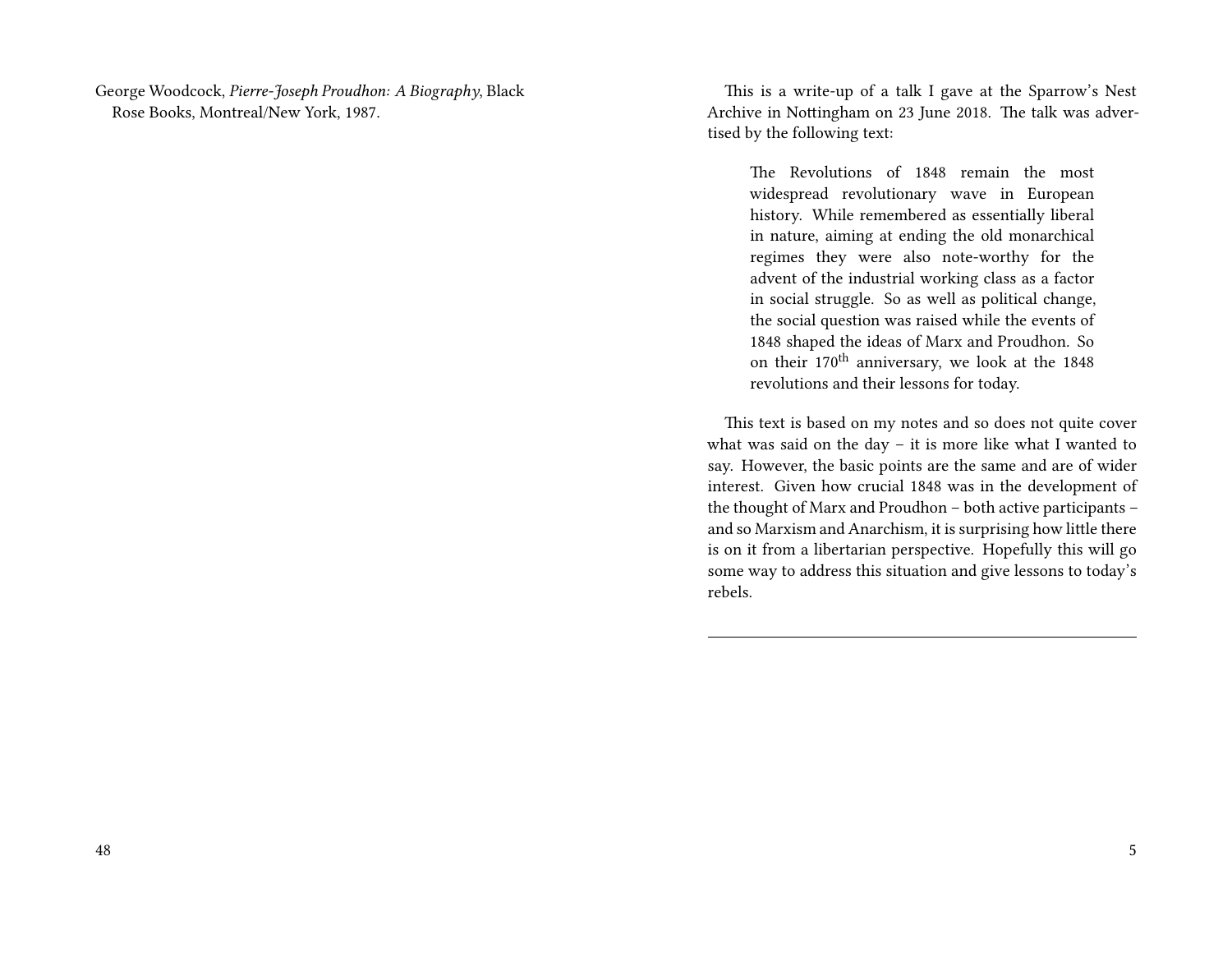George Woodcock, *Pierre-Joseph Proudhon: A Biography*, Black Rose Books, Montreal/New York, 1987.

This is a write-up of a talk I gave at the Sparrow's Nest Archive in Nottingham on 23 June 2018. The talk was advertised by the following text:

> The Revolutions of 1848 remain the most widespread revolutionary wave in European history. While remembered as essentially liberal in nature, aiming at ending the old monarchical regimes they were also note-worthy for the advent of the industrial working class as a factor in social struggle. So as well as political change, the social question was raised while the events of 1848 shaped the ideas of Marx and Proudhon. So on their 170th anniversary, we look at the 1848 revolutions and their lessons for today.

This text is based on my notes and so does not quite cover what was said on the day – it is more like what I wanted to say. However, the basic points are the same and are of wider interest. Given how crucial 1848 was in the development of the thought of Marx and Proudhon – both active participants – and so Marxism and Anarchism, it is surprising how little there is on it from a libertarian perspective. Hopefully this will go some way to address this situation and give lessons to today's rebels.

---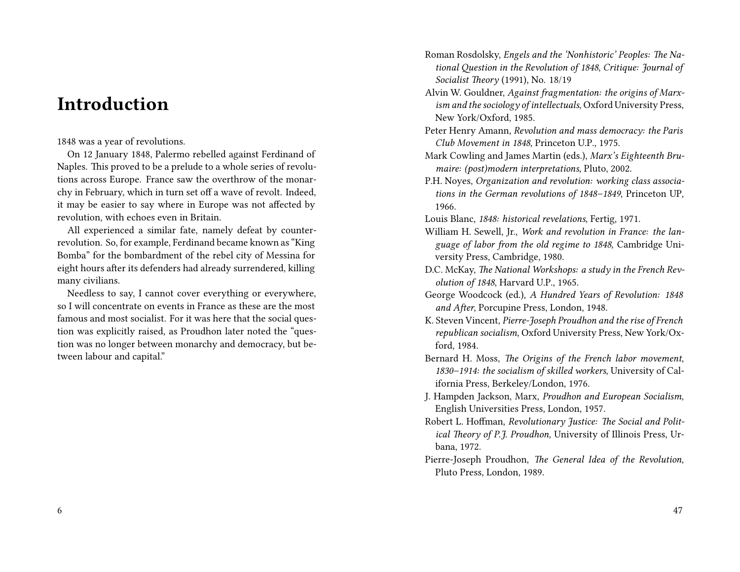# Introduction

1848 was a year of revolutions.

On 12 January 1848, Palermo rebelled against Ferdinand of Naples. This proved to be a prelude to a whole series of revolutions across Europe. France saw the overthrow of the monarchy in February, which in turn set off a wave of revolt. Indeed, it may be easier to say where in Europe was not affected by revolution, with echoes even in Britain.

All experienced a similar fate, namely defeat by counter-revolution. So, for example, Ferdinand became known as "King Bomba" for the bombardment of the rebel city of Messina for eight hours after its defenders had already surrendered, killing many civilians.

Needless to say, I cannot cover everything or everywhere, so I will concentrate on events in France as these are the most famous and most socialist. For it was here that the social question was explicitly raised, as Proudhon later noted the "question was no longer between monarchy and democracy, but between labour and capital."

Roman Rosdolsky, *Engels and the 'Nonhistoric' Peoples: The National Question in the Revolution of 1848*, *Critique: Journal of Socialist Theory* (1991), No. 18/19

Alvin W. Gouldner, *Against fragmentation: the origins of Marxism and the sociology of intellectuals*, Oxford University Press, New York/Oxford, 1985.

Peter Henry Amann, *Revolution and mass democracy: the Paris Club Movement in 1848*, Princeton U.P., 1975.

Mark Cowling and James Martin (eds.), *Marx's Eighteenth Brumaire: (post)modern interpretations*, Pluto, 2002.

P.H. Noyes, *Organization and revolution: working class associations in the German revolutions of 1848–1849*, Princeton UP, 1966.

Louis Blanc, *1848: historical revelations*, Fertig, 1971.

William H. Sewell, Jr., *Work and revolution in France: the language of labor from the old regime to 1848*, Cambridge University Press, Cambridge, 1980.

D.C. McKay, *The National Workshops: a study in the French Revolution of 1848*, Harvard U.P., 1965.

George Woodcock (ed.), *A Hundred Years of Revolution: 1848 and After*, Porcupine Press, London, 1948.

K. Steven Vincent, *Pierre-Joseph Proudhon and the rise of French republican socialism*, Oxford University Press, New York/Oxford, 1984.

Bernard H. Moss, *The Origins of the French labor movement, 1830–1914: the socialism of skilled workers*, University of California Press, Berkeley/London, 1976.

J. Hampden Jackson, Marx, *Proudhon and European Socialism*, English Universities Press, London, 1957.

Robert L. Hoffman, *Revolutionary Justice: The Social and Political Theory of P.J. Proudhon*, University of Illinois Press, Urbana, 1972.

Pierre-Joseph Proudhon, *The General Idea of the Revolution*, Pluto Press, London, 1989.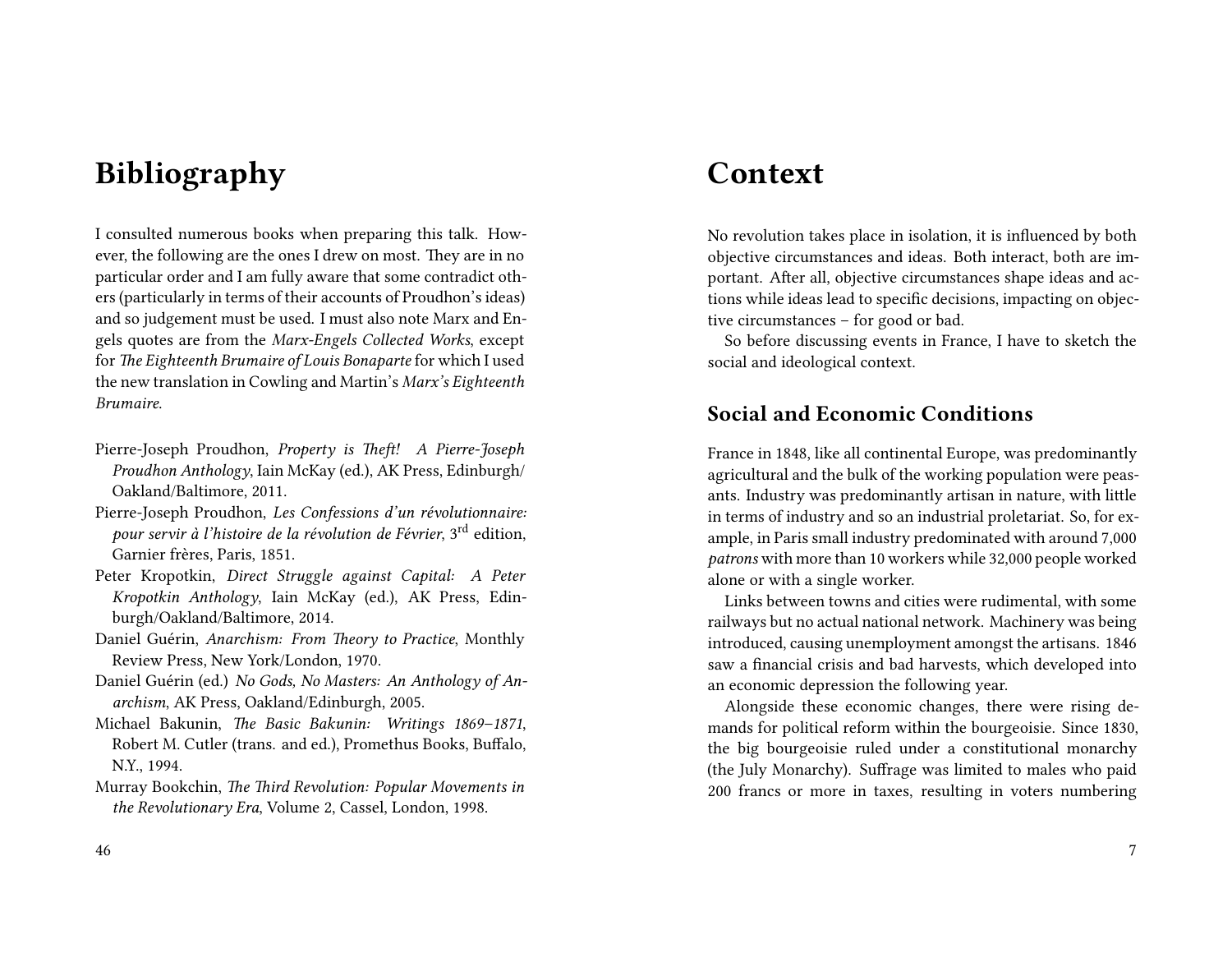# Bibliography

I consulted numerous books when preparing this talk. However, the following are the ones I drew on most. They are in no particular order and I am fully aware that some contradict others (particularly in terms of their accounts of Proudhon's ideas) and so judgement must be used. I must also note Marx and Engels quotes are from the *Marx-Engels Collected Works*, except for *The Eighteenth Brumaire of Louis Bonaparte* for which I used the new translation in Cowling and Martin's *Marx's Eighteenth Brumaire*.

- Pierre-Joseph Proudhon, *Property is Theft! A Pierre-Joseph Proudhon Anthology*, Iain McKay (ed.), AK Press, Edinburgh/Oakland/Baltimore, 2011.
- Pierre-Joseph Proudhon, *Les Confessions d'un révolutionnaire: pour servir à l'histoire de la révolution de Février*, 3rd edition, Garnier frères, Paris, 1851.
- Peter Kropotkin, *Direct Struggle against Capital: A Peter Kropotkin Anthology*, Iain McKay (ed.), AK Press, Edinburgh/Oakland/Baltimore, 2014.
- Daniel Guérin, *Anarchism: From Theory to Practice*, Monthly Review Press, New York/London, 1970.
- Daniel Guérin (ed.) *No Gods, No Masters: An Anthology of Anarchism*, AK Press, Oakland/Edinburgh, 2005.
- Michael Bakunin, *The Basic Bakunin: Writings 1869–1871*, Robert M. Cutler (trans. and ed.), Promethus Books, Buffalo, N.Y., 1994.
- Murray Bookchin, *The Third Revolution: Popular Movements in the Revolutionary Era*, Volume 2, Cassel, London, 1998.

# Context

No revolution takes place in isolation, it is influenced by both objective circumstances and ideas. Both interact, both are important. After all, objective circumstances shape ideas and actions while ideas lead to specific decisions, impacting on objective circumstances – for good or bad.

So before discussing events in France, I have to sketch the social and ideological context.

## Social and Economic Conditions

France in 1848, like all continental Europe, was predominantly agricultural and the bulk of the working population were peasants. Industry was predominantly artisan in nature, with little in terms of industry and so an industrial proletariat. So, for example, in Paris small industry predominated with around 7,000 *patrons* with more than 10 workers while 32,000 people worked alone or with a single worker.

Links between towns and cities were rudimental, with some railways but no actual national network. Machinery was being introduced, causing unemployment amongst the artisans. 1846 saw a financial crisis and bad harvests, which developed into an economic depression the following year.

Alongside these economic changes, there were rising demands for political reform within the bourgeoisie. Since 1830, the big bourgeoisie ruled under a constitutional monarchy (the July Monarchy). Suffrage was limited to males who paid 200 francs or more in taxes, resulting in voters numbering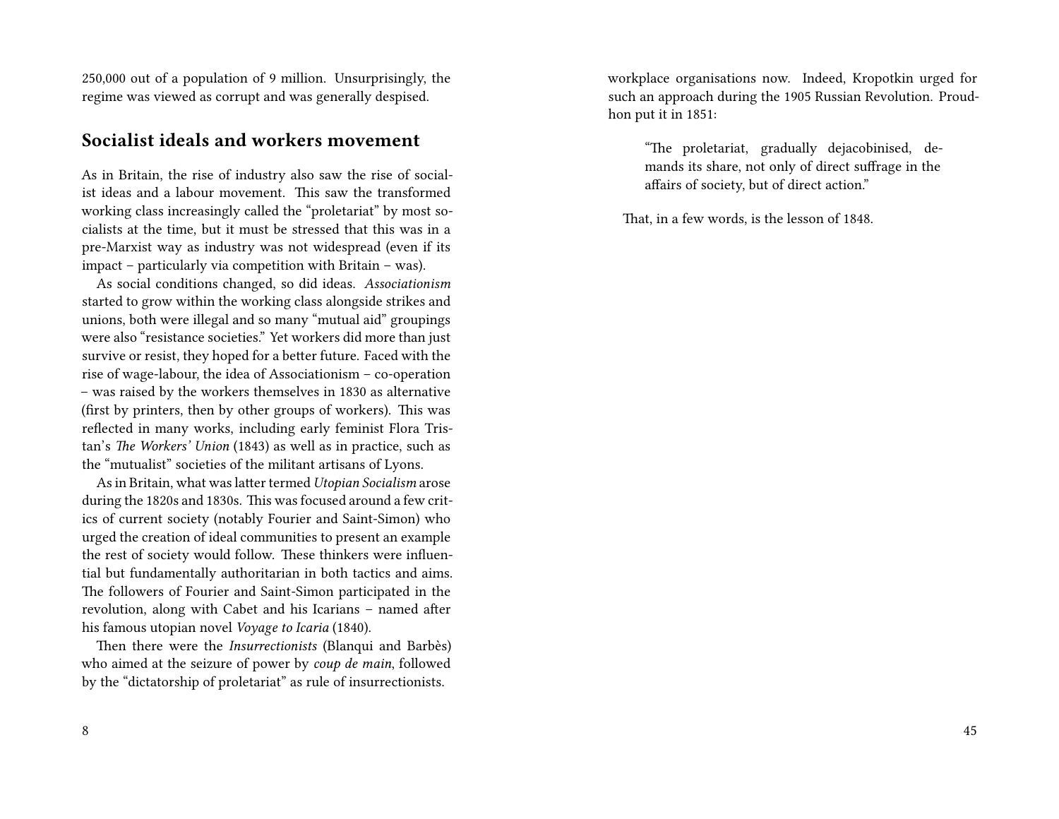250,000 out of a population of 9 million. Unsurprisingly, the regime was viewed as corrupt and was generally despised.

## Socialist ideals and workers movement

As in Britain, the rise of industry also saw the rise of socialist ideas and a labour movement. This saw the transformed working class increasingly called the "proletariat" by most socialists at the time, but it must be stressed that this was in a pre-Marxist way as industry was not widespread (even if its impact – particularly via competition with Britain – was).

As social conditions changed, so did ideas. *Associationism* started to grow within the working class alongside strikes and unions, both were illegal and so many "mutual aid" groupings were also "resistance societies." Yet workers did more than just survive or resist, they hoped for a better future. Faced with the rise of wage-labour, the idea of Associationism – co-operation – was raised by the workers themselves in 1830 as alternative (first by printers, then by other groups of workers). This was reflected in many works, including early feminist Flora Tristan's *The Workers' Union* (1843) as well as in practice, such as the "mutualist" societies of the militant artisans of Lyons.

As in Britain, what was latter termed *Utopian Socialism* arose during the 1820s and 1830s. This was focused around a few critics of current society (notably Fourier and Saint-Simon) who urged the creation of ideal communities to present an example the rest of society would follow. These thinkers were influential but fundamentally authoritarian in both tactics and aims. The followers of Fourier and Saint-Simon participated in the revolution, along with Cabet and his Icarians – named after his famous utopian novel *Voyage to Icaria* (1840).

Then there were the *Insurrectionists* (Blanqui and Barbès) who aimed at the seizure of power by *coup de main*, followed by the "dictatorship of proletariat" as rule of insurrectionists.

workplace organisations now. Indeed, Kropotkin urged for such an approach during the 1905 Russian Revolution. Proudhon put it in 1851:

> "The proletariat, gradually dejacobinised, demands its share, not only of direct suffrage in the affairs of society, but of direct action."

That, in a few words, is the lesson of 1848.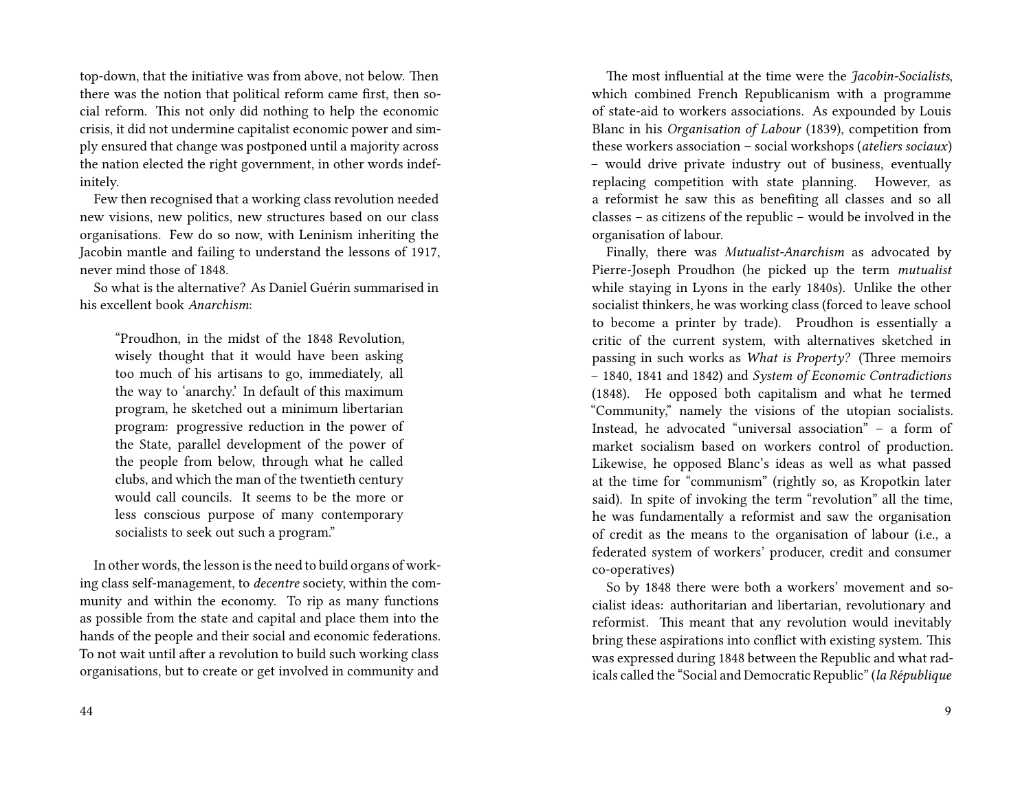top-down, that the initiative was from above, not below. Then there was the notion that political reform came first, then social reform. This not only did nothing to help the economic crisis, it did not undermine capitalist economic power and simply ensured that change was postponed until a majority across the nation elected the right government, in other words indefinitely.

Few then recognised that a working class revolution needed new visions, new politics, new structures based on our class organisations. Few do so now, with Leninism inheriting the Jacobin mantle and failing to understand the lessons of 1917, never mind those of 1848.

So what is the alternative? As Daniel Guérin summarised in his excellent book *Anarchism*:

> "Proudhon, in the midst of the 1848 Revolution, wisely thought that it would have been asking too much of his artisans to go, immediately, all the way to 'anarchy.' In default of this maximum program, he sketched out a minimum libertarian program: progressive reduction in the power of the State, parallel development of the power of the people from below, through what he called clubs, and which the man of the twentieth century would call councils. It seems to be the more or less conscious purpose of many contemporary socialists to seek out such a program."

In other words, the lesson is the need to build organs of working class self-management, to *decentre* society, within the community and within the economy. To rip as many functions as possible from the state and capital and place them into the hands of the people and their social and economic federations. To not wait until after a revolution to build such working class organisations, but to create or get involved in community and

The most influential at the time were the *Jacobin-Socialists*, which combined French Republicanism with a programme of state-aid to workers associations. As expounded by Louis Blanc in his *Organisation of Labour* (1839), competition from these workers association – social workshops (*ateliers sociaux*) – would drive private industry out of business, eventually replacing competition with state planning. However, as a reformist he saw this as benefiting all classes and so all classes – as citizens of the republic – would be involved in the organisation of labour.

Finally, there was *Mutualist-Anarchism* as advocated by Pierre-Joseph Proudhon (he picked up the term *mutualist* while staying in Lyons in the early 1840s). Unlike the other socialist thinkers, he was working class (forced to leave school to become a printer by trade). Proudhon is essentially a critic of the current system, with alternatives sketched in passing in such works as *What is Property?* (Three memoirs – 1840, 1841 and 1842) and *System of Economic Contradictions* (1848). He opposed both capitalism and what he termed "Community," namely the visions of the utopian socialists. Instead, he advocated "universal association" – a form of market socialism based on workers control of production. Likewise, he opposed Blanc's ideas as well as what passed at the time for "communism" (rightly so, as Kropotkin later said). In spite of invoking the term "revolution" all the time, he was fundamentally a reformist and saw the organisation of credit as the means to the organisation of labour (i.e., a federated system of workers' producer, credit and consumer co-operatives)

So by 1848 there were both a workers' movement and socialist ideas: authoritarian and libertarian, revolutionary and reformist. This meant that any revolution would inevitably bring these aspirations into conflict with existing system. This was expressed during 1848 between the Republic and what radicals called the "Social and Democratic Republic" (*la République*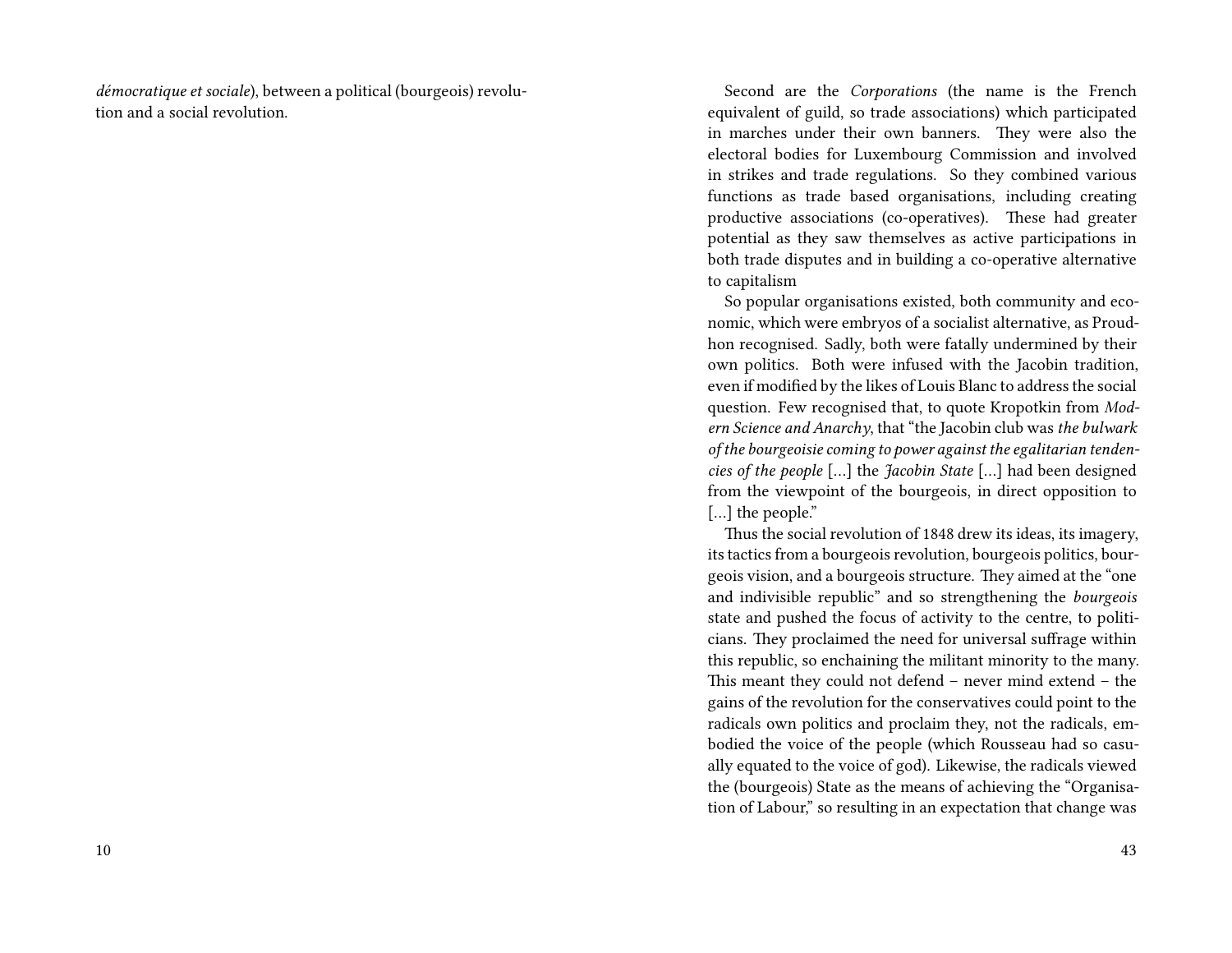*démocratique et sociale*), between a political (bourgeois) revolution and a social revolution.

Second are the *Corporations* (the name is the French equivalent of guild, so trade associations) which participated in marches under their own banners. They were also the electoral bodies for Luxembourg Commission and involved in strikes and trade regulations. So they combined various functions as trade based organisations, including creating productive associations (co-operatives). These had greater potential as they saw themselves as active participations in both trade disputes and in building a co-operative alternative to capitalism

So popular organisations existed, both community and economic, which were embryos of a socialist alternative, as Proudhon recognised. Sadly, both were fatally undermined by their own politics. Both were infused with the Jacobin tradition, even if modified by the likes of Louis Blanc to address the social question. Few recognised that, to quote Kropotkin from *Modern Science and Anarchy*, that "the Jacobin club was *the bulwark of the bourgeoisie coming to power against the egalitarian tendencies of the people* […] the *Jacobin State* […] had been designed from the viewpoint of the bourgeois, in direct opposition to […] the people."

Thus the social revolution of 1848 drew its ideas, its imagery, its tactics from a bourgeois revolution, bourgeois politics, bourgeois vision, and a bourgeois structure. They aimed at the "one and indivisible republic" and so strengthening the *bourgeois* state and pushed the focus of activity to the centre, to politicians. They proclaimed the need for universal suffrage within this republic, so enchaining the militant minority to the many. This meant they could not defend – never mind extend – the gains of the revolution for the conservatives could point to the radicals own politics and proclaim they, not the radicals, embodied the voice of the people (which Rousseau had so casually equated to the voice of god). Likewise, the radicals viewed the (bourgeois) State as the means of achieving the "Organisation of Labour," so resulting in an expectation that change was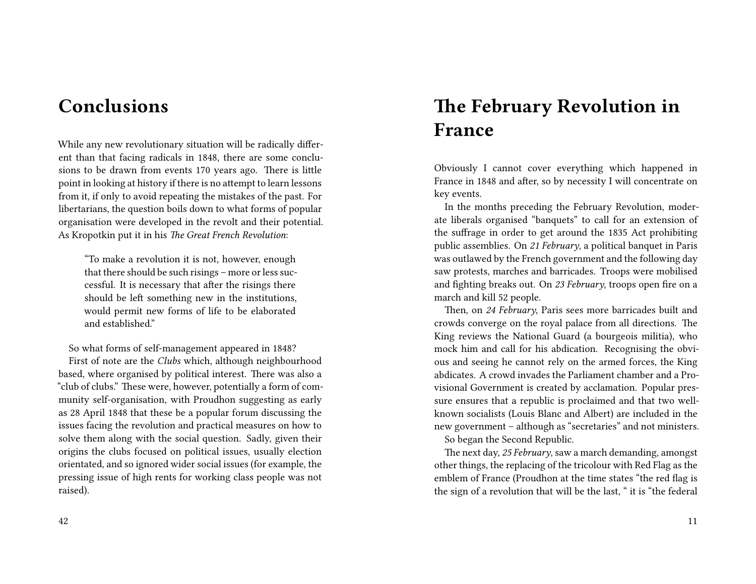# Conclusions

While any new revolutionary situation will be radically different than that facing radicals in 1848, there are some conclusions to be drawn from events 170 years ago. There is little point in looking at history if there is no attempt to learn lessons from it, if only to avoid repeating the mistakes of the past. For libertarians, the question boils down to what forms of popular organisation were developed in the revolt and their potential. As Kropotkin put it in his *The Great French Revolution*:

> "To make a revolution it is not, however, enough that there should be such risings – more or less successful. It is necessary that after the risings there should be left something new in the institutions, would permit new forms of life to be elaborated and established."

So what forms of self-management appeared in 1848?

First of note are the *Clubs* which, although neighbourhood based, where organised by political interest. There was also a "club of clubs." These were, however, potentially a form of community self-organisation, with Proudhon suggesting as early as 28 April 1848 that these be a popular forum discussing the issues facing the revolution and practical measures on how to solve them along with the social question. Sadly, given their origins the clubs focused on political issues, usually election orientated, and so ignored wider social issues (for example, the pressing issue of high rents for working class people was not raised).

# The February Revolution in France

Obviously I cannot cover everything which happened in France in 1848 and after, so by necessity I will concentrate on key events.

In the months preceding the February Revolution, moderate liberals organised "banquets" to call for an extension of the suffrage in order to get around the 1835 Act prohibiting public assemblies. On *21 February*, a political banquet in Paris was outlawed by the French government and the following day saw protests, marches and barricades. Troops were mobilised and fighting breaks out. On *23 February*, troops open fire on a march and kill 52 people.

Then, on *24 February*, Paris sees more barricades built and crowds converge on the royal palace from all directions. The King reviews the National Guard (a bourgeois militia), who mock him and call for his abdication. Recognising the obvious and seeing he cannot rely on the armed forces, the King abdicates. A crowd invades the Parliament chamber and a Provisional Government is created by acclamation. Popular pressure ensures that a republic is proclaimed and that two well-known socialists (Louis Blanc and Albert) are included in the new government – although as "secretaries" and not ministers.

So began the Second Republic.

The next day, *25 February*, saw a march demanding, amongst other things, the replacing of the tricolour with Red Flag as the emblem of France (Proudhon at the time states "the red flag is the sign of a revolution that will be the last, " it is "the federal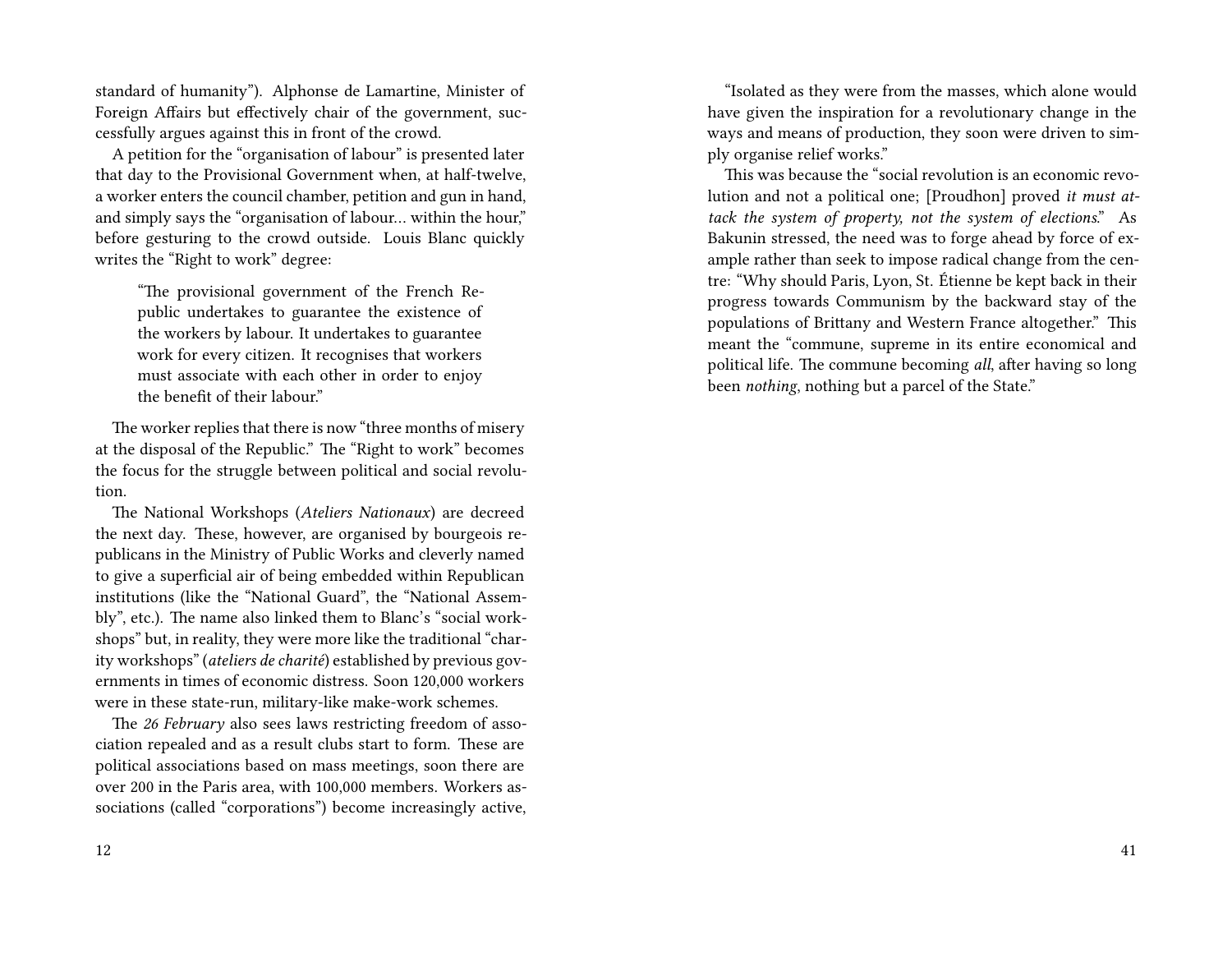standard of humanity"). Alphonse de Lamartine, Minister of Foreign Affairs but effectively chair of the government, successfully argues against this in front of the crowd.

A petition for the "organisation of labour" is presented later that day to the Provisional Government when, at half-twelve, a worker enters the council chamber, petition and gun in hand, and simply says the "organisation of labour… within the hour," before gesturing to the crowd outside. Louis Blanc quickly writes the "Right to work" degree:

> "The provisional government of the French Republic undertakes to guarantee the existence of the workers by labour. It undertakes to guarantee work for every citizen. It recognises that workers must associate with each other in order to enjoy the benefit of their labour."

The worker replies that there is now "three months of misery at the disposal of the Republic." The "Right to work" becomes the focus for the struggle between political and social revolution.

The National Workshops (*Ateliers Nationaux*) are decreed the next day. These, however, are organised by bourgeois republicans in the Ministry of Public Works and cleverly named to give a superficial air of being embedded within Republican institutions (like the "National Guard", the "National Assembly", etc.). The name also linked them to Blanc's "social workshops" but, in reality, they were more like the traditional "charity workshops" (*ateliers de charité*) established by previous governments in times of economic distress. Soon 120,000 workers were in these state-run, military-like make-work schemes.

The *26 February* also sees laws restricting freedom of association repealed and as a result clubs start to form. These are political associations based on mass meetings, soon there are over 200 in the Paris area, with 100,000 members. Workers associations (called "corporations") become increasingly active,

"Isolated as they were from the masses, which alone would have given the inspiration for a revolutionary change in the ways and means of production, they soon were driven to simply organise relief works."

This was because the "social revolution is an economic revolution and not a political one; [Proudhon] proved *it must attack the system of property, not the system of elections*." As Bakunin stressed, the need was to forge ahead by force of example rather than seek to impose radical change from the centre: "Why should Paris, Lyon, St. Étienne be kept back in their progress towards Communism by the backward stay of the populations of Brittany and Western France altogether." This meant the "commune, supreme in its entire economical and political life. The commune becoming *all*, after having so long been *nothing*, nothing but a parcel of the State."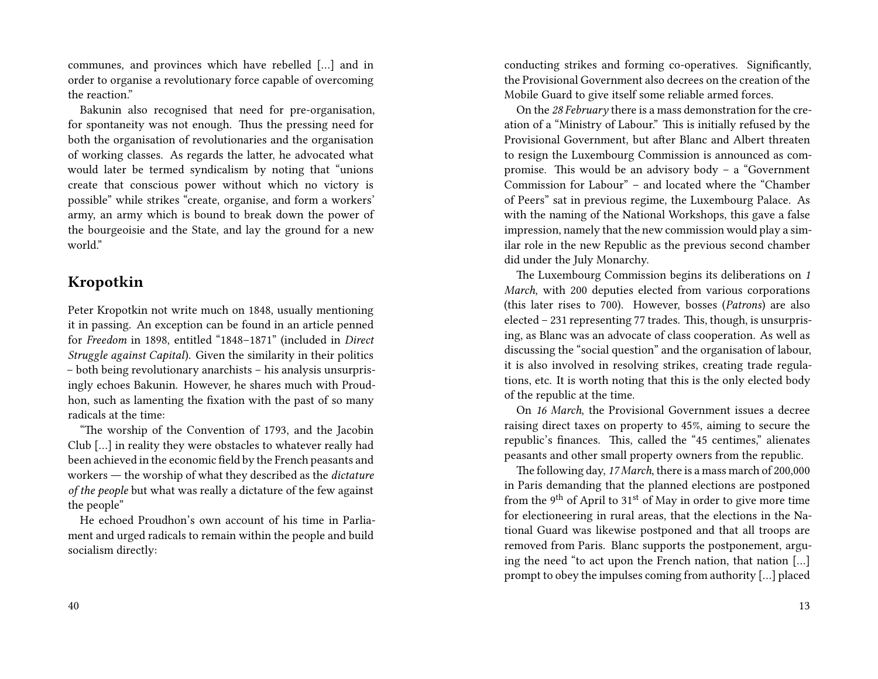communes, and provinces which have rebelled […] and in order to organise a revolutionary force capable of overcoming the reaction."

Bakunin also recognised that need for pre-organisation, for spontaneity was not enough. Thus the pressing need for both the organisation of revolutionaries and the organisation of working classes. As regards the latter, he advocated what would later be termed syndicalism by noting that "unions create that conscious power without which no victory is possible" while strikes "create, organise, and form a workers' army, an army which is bound to break down the power of the bourgeoisie and the State, and lay the ground for a new world."

## Kropotkin

Peter Kropotkin not write much on 1848, usually mentioning it in passing. An exception can be found in an article penned for *Freedom* in 1898, entitled "1848–1871" (included in *Direct Struggle against Capital*). Given the similarity in their politics – both being revolutionary anarchists – his analysis unsurprisingly echoes Bakunin. However, he shares much with Proudhon, such as lamenting the fixation with the past of so many radicals at the time:

"The worship of the Convention of 1793, and the Jacobin Club […] in reality they were obstacles to whatever really had been achieved in the economic field by the French peasants and workers — the worship of what they described as the *dictature of the people* but what was really a dictature of the few against the people"

He echoed Proudhon's own account of his time in Parliament and urged radicals to remain within the people and build socialism directly:

conducting strikes and forming co-operatives. Significantly, the Provisional Government also decrees on the creation of the Mobile Guard to give itself some reliable armed forces.

On the *28 February* there is a mass demonstration for the creation of a "Ministry of Labour." This is initially refused by the Provisional Government, but after Blanc and Albert threaten to resign the Luxembourg Commission is announced as compromise. This would be an advisory body – a "Government Commission for Labour" – and located where the "Chamber of Peers" sat in previous regime, the Luxembourg Palace. As with the naming of the National Workshops, this gave a false impression, namely that the new commission would play a similar role in the new Republic as the previous second chamber did under the July Monarchy.

The Luxembourg Commission begins its deliberations on *1 March*, with 200 deputies elected from various corporations (this later rises to 700). However, bosses (*Patrons*) are also elected – 231 representing 77 trades. This, though, is unsurprising, as Blanc was an advocate of class cooperation. As well as discussing the "social question" and the organisation of labour, it is also involved in resolving strikes, creating trade regulations, etc. It is worth noting that this is the only elected body of the republic at the time.

On *16 March*, the Provisional Government issues a decree raising direct taxes on property to 45%, aiming to secure the republic's finances. This, called the "45 centimes," alienates peasants and other small property owners from the republic.

The following day, *17 March*, there is a mass march of 200,000 in Paris demanding that the planned elections are postponed from the 9th of April to 31st of May in order to give more time for electioneering in rural areas, that the elections in the National Guard was likewise postponed and that all troops are removed from Paris. Blanc supports the postponement, arguing the need "to act upon the French nation, that nation […] prompt to obey the impulses coming from authority […] placed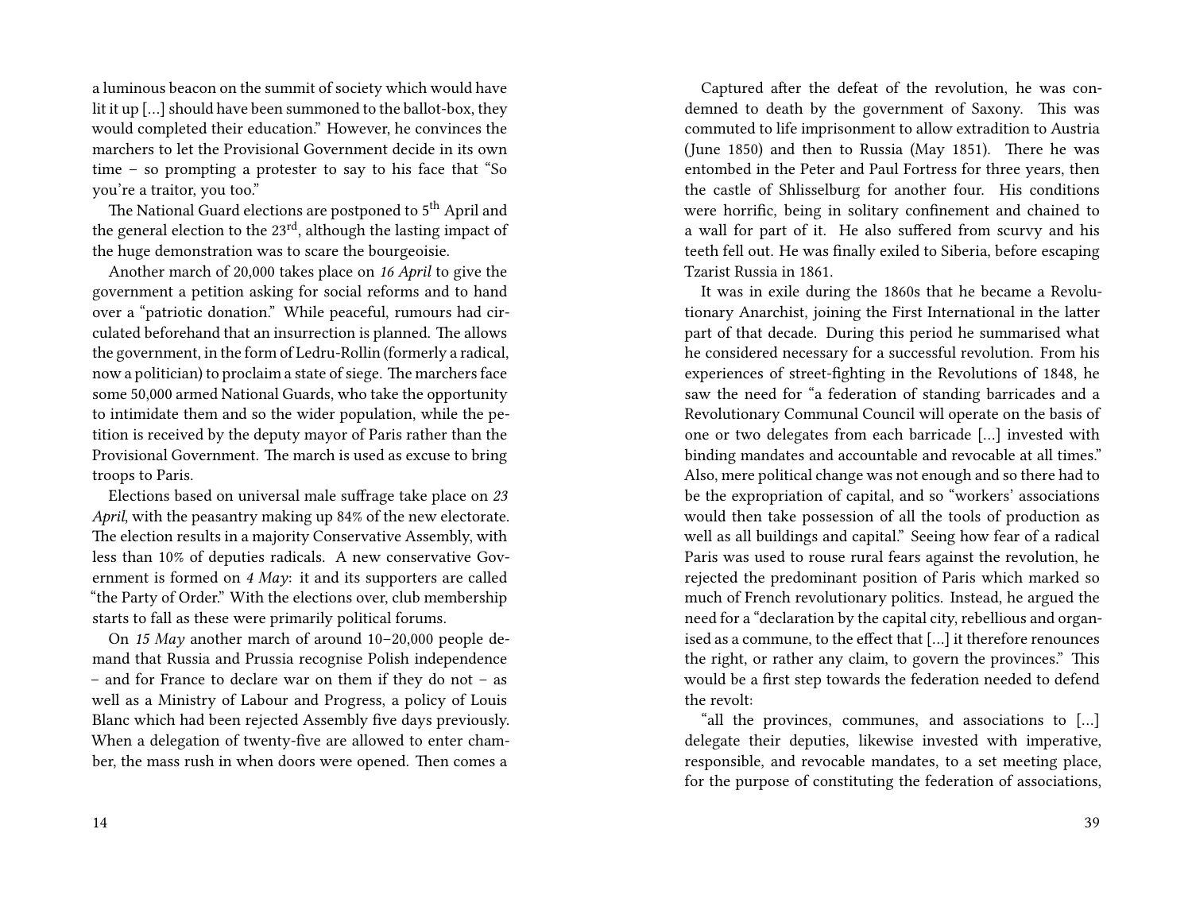a luminous beacon on the summit of society which would have lit it up […] should have been summoned to the ballot-box, they would completed their education." However, he convinces the marchers to let the Provisional Government decide in its own time – so prompting a protester to say to his face that "So you're a traitor, you too."

The National Guard elections are postponed to 5th April and the general election to the 23rd, although the lasting impact of the huge demonstration was to scare the bourgeoisie.

Another march of 20,000 takes place on *16 April* to give the government a petition asking for social reforms and to hand over a "patriotic donation." While peaceful, rumours had circulated beforehand that an insurrection is planned. The allows the government, in the form of Ledru-Rollin (formerly a radical, now a politician) to proclaim a state of siege. The marchers face some 50,000 armed National Guards, who take the opportunity to intimidate them and so the wider population, while the petition is received by the deputy mayor of Paris rather than the Provisional Government. The march is used as excuse to bring troops to Paris.

Elections based on universal male suffrage take place on *23 April*, with the peasantry making up 84% of the new electorate. The election results in a majority Conservative Assembly, with less than 10% of deputies radicals. A new conservative Government is formed on *4 May*: it and its supporters are called "the Party of Order." With the elections over, club membership starts to fall as these were primarily political forums.

On *15 May* another march of around 10–20,000 people demand that Russia and Prussia recognise Polish independence – and for France to declare war on them if they do not – as well as a Ministry of Labour and Progress, a policy of Louis Blanc which had been rejected Assembly five days previously. When a delegation of twenty-five are allowed to enter chamber, the mass rush in when doors were opened. Then comes a

Captured after the defeat of the revolution, he was condemned to death by the government of Saxony. This was commuted to life imprisonment to allow extradition to Austria (June 1850) and then to Russia (May 1851). There he was entombed in the Peter and Paul Fortress for three years, then the castle of Shlisselburg for another four. His conditions were horrific, being in solitary confinement and chained to a wall for part of it. He also suffered from scurvy and his teeth fell out. He was finally exiled to Siberia, before escaping Tzarist Russia in 1861.

It was in exile during the 1860s that he became a Revolutionary Anarchist, joining the First International in the latter part of that decade. During this period he summarised what he considered necessary for a successful revolution. From his experiences of street-fighting in the Revolutions of 1848, he saw the need for "a federation of standing barricades and a Revolutionary Communal Council will operate on the basis of one or two delegates from each barricade […] invested with binding mandates and accountable and revocable at all times." Also, mere political change was not enough and so there had to be the expropriation of capital, and so "workers' associations would then take possession of all the tools of production as well as all buildings and capital." Seeing how fear of a radical Paris was used to rouse rural fears against the revolution, he rejected the predominant position of Paris which marked so much of French revolutionary politics. Instead, he argued the need for a "declaration by the capital city, rebellious and organised as a commune, to the effect that […] it therefore renounces the right, or rather any claim, to govern the provinces." This would be a first step towards the federation needed to defend the revolt:

"all the provinces, communes, and associations to […] delegate their deputies, likewise invested with imperative, responsible, and revocable mandates, to a set meeting place, for the purpose of constituting the federation of associations,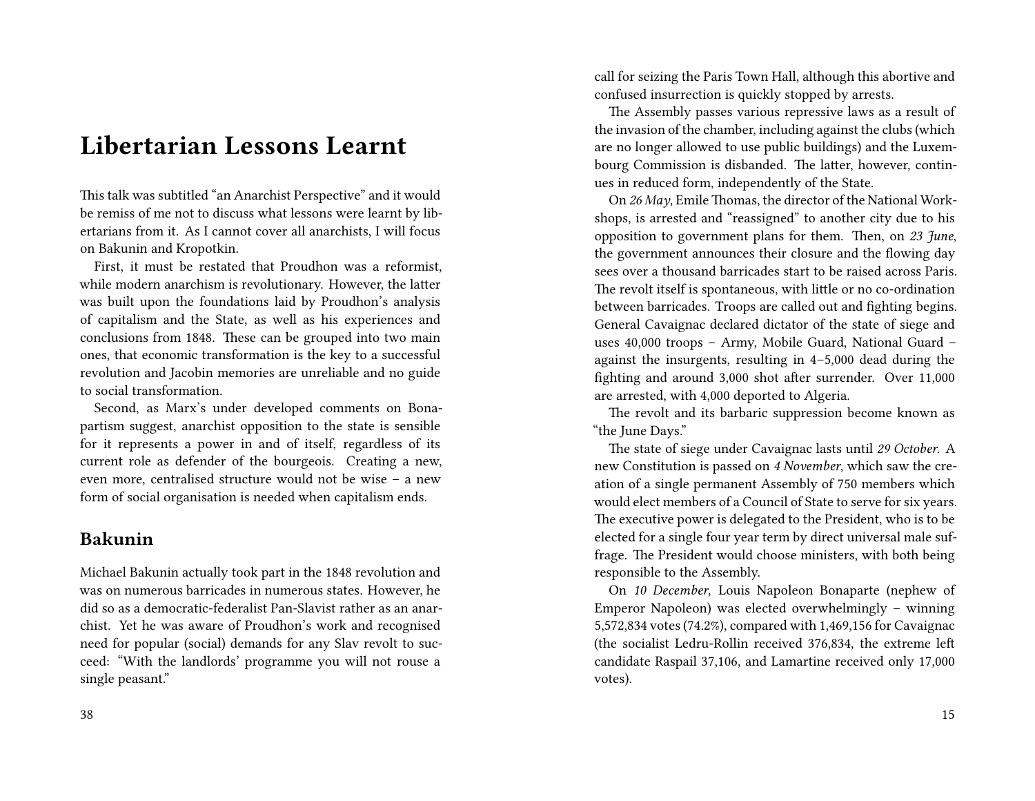# Libertarian Lessons Learnt

This talk was subtitled "an Anarchist Perspective" and it would be remiss of me not to discuss what lessons were learnt by libertarians from it. As I cannot cover all anarchists, I will focus on Bakunin and Kropotkin.

First, it must be restated that Proudhon was a reformist, while modern anarchism is revolutionary. However, the latter was built upon the foundations laid by Proudhon's analysis of capitalism and the State, as well as his experiences and conclusions from 1848. These can be grouped into two main ones, that economic transformation is the key to a successful revolution and Jacobin memories are unreliable and no guide to social transformation.

Second, as Marx's under developed comments on Bonapartism suggest, anarchist opposition to the state is sensible for it represents a power in and of itself, regardless of its current role as defender of the bourgeois. Creating a new, even more, centralised structure would not be wise – a new form of social organisation is needed when capitalism ends.

## Bakunin

Michael Bakunin actually took part in the 1848 revolution and was on numerous barricades in numerous states. However, he did so as a democratic-federalist Pan-Slavist rather as an anarchist. Yet he was aware of Proudhon's work and recognised need for popular (social) demands for any Slav revolt to succeed: "With the landlords' programme you will not rouse a single peasant."

call for seizing the Paris Town Hall, although this abortive and confused insurrection is quickly stopped by arrests.

The Assembly passes various repressive laws as a result of the invasion of the chamber, including against the clubs (which are no longer allowed to use public buildings) and the Luxembourg Commission is disbanded. The latter, however, continues in reduced form, independently of the State.

On *26 May*, Emile Thomas, the director of the National Workshops, is arrested and "reassigned" to another city due to his opposition to government plans for them. Then, on *23 June*, the government announces their closure and the flowing day sees over a thousand barricades start to be raised across Paris. The revolt itself is spontaneous, with little or no co-ordination between barricades. Troops are called out and fighting begins. General Cavaignac declared dictator of the state of siege and uses 40,000 troops – Army, Mobile Guard, National Guard – against the insurgents, resulting in 4–5,000 dead during the fighting and around 3,000 shot after surrender. Over 11,000 are arrested, with 4,000 deported to Algeria.

The revolt and its barbaric suppression become known as "the June Days."

The state of siege under Cavaignac lasts until *29 October*. A new Constitution is passed on *4 November*, which saw the creation of a single permanent Assembly of 750 members which would elect members of a Council of State to serve for six years. The executive power is delegated to the President, who is to be elected for a single four year term by direct universal male suffrage. The President would choose ministers, with both being responsible to the Assembly.

On *10 December*, Louis Napoleon Bonaparte (nephew of Emperor Napoleon) was elected overwhelmingly – winning 5,572,834 votes (74.2%), compared with 1,469,156 for Cavaignac (the socialist Ledru-Rollin received 376,834, the extreme left candidate Raspail 37,106, and Lamartine received only 17,000 votes).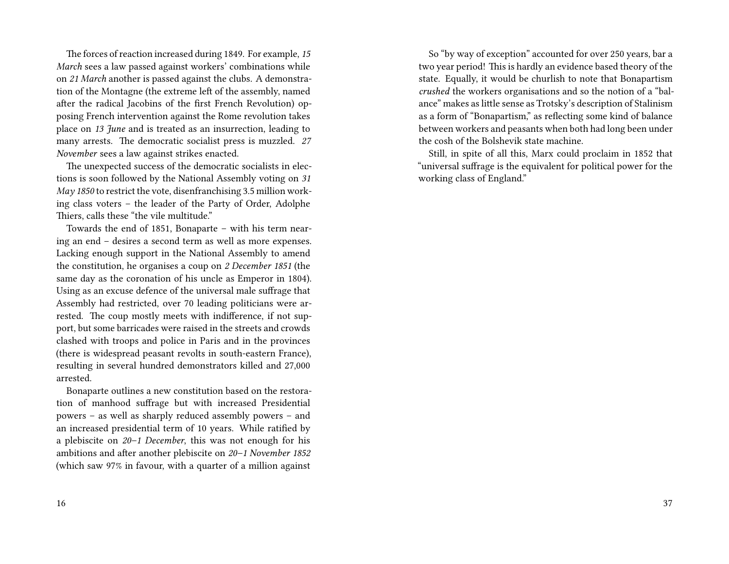The forces of reaction increased during 1849. For example, *15 March* sees a law passed against workers' combinations while on *21 March* another is passed against the clubs. A demonstration of the Montagne (the extreme left of the assembly, named after the radical Jacobins of the first French Revolution) opposing French intervention against the Rome revolution takes place on *13 June* and is treated as an insurrection, leading to many arrests. The democratic socialist press is muzzled. *27 November* sees a law against strikes enacted.

The unexpected success of the democratic socialists in elections is soon followed by the National Assembly voting on *31 May 1850* to restrict the vote, disenfranchising 3.5 million working class voters – the leader of the Party of Order, Adolphe Thiers, calls these "the vile multitude."

Towards the end of 1851, Bonaparte – with his term nearing an end – desires a second term as well as more expenses. Lacking enough support in the National Assembly to amend the constitution, he organises a coup on *2 December 1851* (the same day as the coronation of his uncle as Emperor in 1804). Using as an excuse defence of the universal male suffrage that Assembly had restricted, over 70 leading politicians were arrested. The coup mostly meets with indifference, if not support, but some barricades were raised in the streets and crowds clashed with troops and police in Paris and in the provinces (there is widespread peasant revolts in south-eastern France), resulting in several hundred demonstrators killed and 27,000 arrested.

Bonaparte outlines a new constitution based on the restoration of manhood suffrage but with increased Presidential powers – as well as sharply reduced assembly powers – and an increased presidential term of 10 years. While ratified by a plebiscite on *20–1 December*, this was not enough for his ambitions and after another plebiscite on *20–1 November 1852* (which saw 97% in favour, with a quarter of a million against

So "by way of exception" accounted for over 250 years, bar a two year period! This is hardly an evidence based theory of the state. Equally, it would be churlish to note that Bonapartism *crushed* the workers organisations and so the notion of a "balance" makes as little sense as Trotsky's description of Stalinism as a form of "Bonapartism," as reflecting some kind of balance between workers and peasants when both had long been under the cosh of the Bolshevik state machine.

Still, in spite of all this, Marx could proclaim in 1852 that "universal suffrage is the equivalent for political power for the working class of England."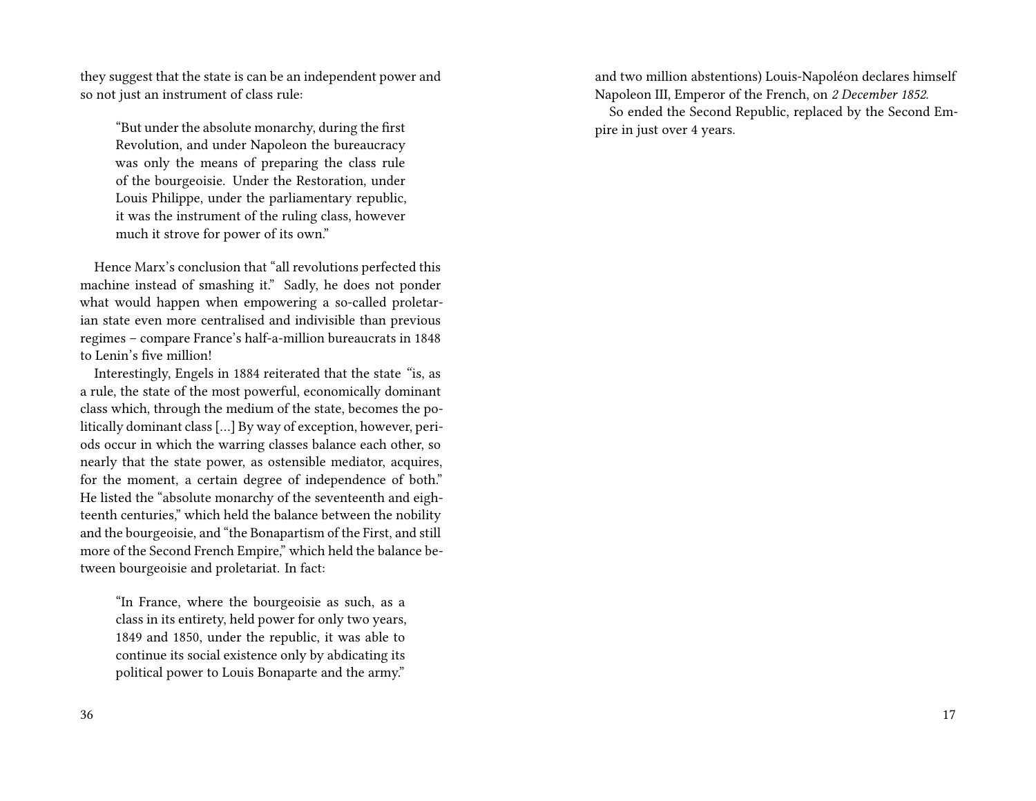they suggest that the state is can be an independent power and so not just an instrument of class rule:

> "But under the absolute monarchy, during the first Revolution, and under Napoleon the bureaucracy was only the means of preparing the class rule of the bourgeoisie. Under the Restoration, under Louis Philippe, under the parliamentary republic, it was the instrument of the ruling class, however much it strove for power of its own."

Hence Marx's conclusion that "all revolutions perfected this machine instead of smashing it." Sadly, he does not ponder what would happen when empowering a so-called proletarian state even more centralised and indivisible than previous regimes – compare France's half-a-million bureaucrats in 1848 to Lenin's five million!

Interestingly, Engels in 1884 reiterated that the state "is, as a rule, the state of the most powerful, economically dominant class which, through the medium of the state, becomes the politically dominant class […] By way of exception, however, periods occur in which the warring classes balance each other, so nearly that the state power, as ostensible mediator, acquires, for the moment, a certain degree of independence of both." He listed the "absolute monarchy of the seventeenth and eighteenth centuries," which held the balance between the nobility and the bourgeoisie, and "the Bonapartism of the First, and still more of the Second French Empire," which held the balance between bourgeoisie and proletariat. In fact:

> "In France, where the bourgeoisie as such, as a class in its entirety, held power for only two years, 1849 and 1850, under the republic, it was able to continue its social existence only by abdicating its political power to Louis Bonaparte and the army."

and two million abstentions) Louis-Napoléon declares himself Napoleon III, Emperor of the French, on *2 December 1852.*

So ended the Second Republic, replaced by the Second Empire in just over 4 years.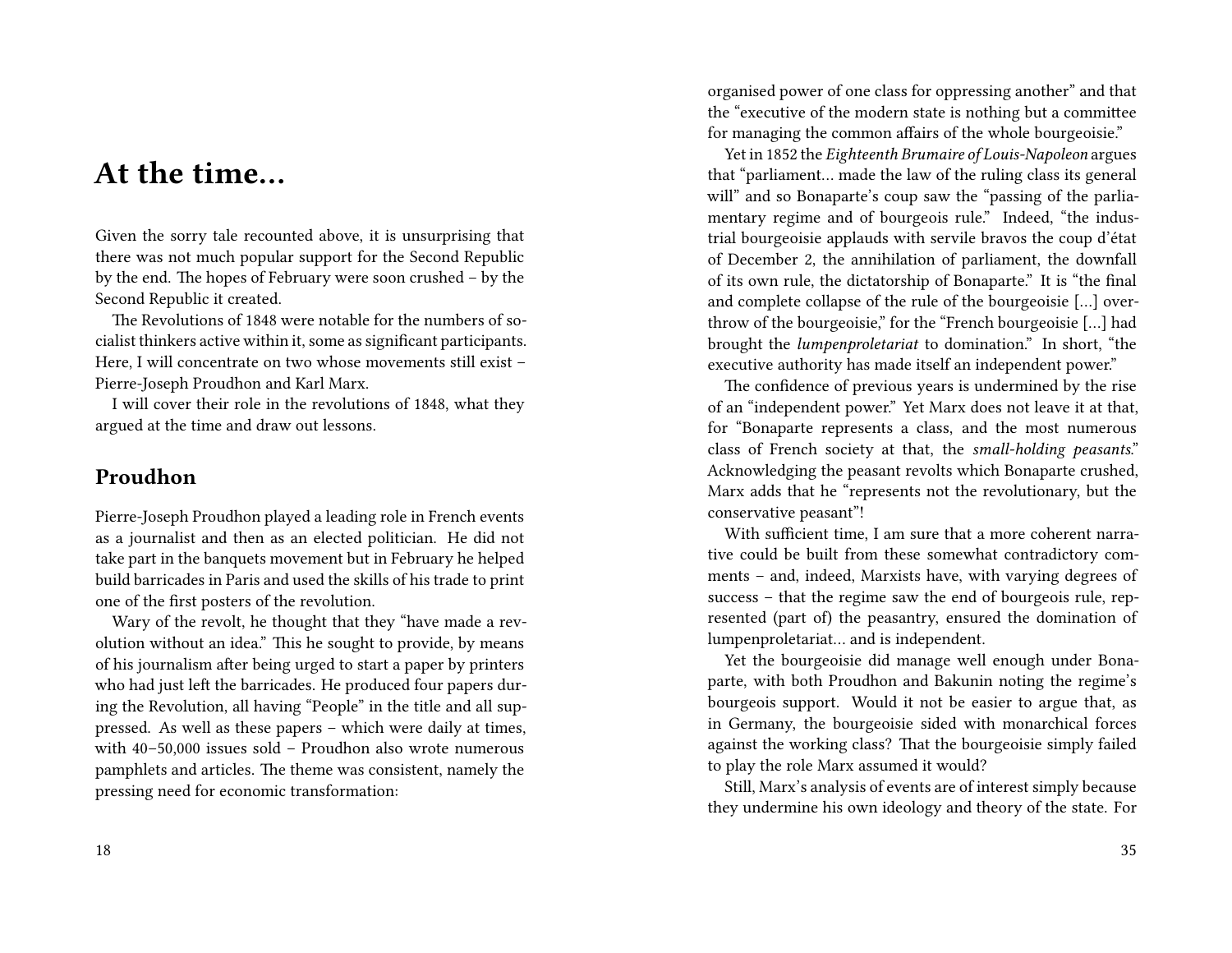# At the time…

Given the sorry tale recounted above, it is unsurprising that there was not much popular support for the Second Republic by the end. The hopes of February were soon crushed – by the Second Republic it created.

The Revolutions of 1848 were notable for the numbers of socialist thinkers active within it, some as significant participants. Here, I will concentrate on two whose movements still exist – Pierre-Joseph Proudhon and Karl Marx.

I will cover their role in the revolutions of 1848, what they argued at the time and draw out lessons.

## Proudhon

Pierre-Joseph Proudhon played a leading role in French events as a journalist and then as an elected politician. He did not take part in the banquets movement but in February he helped build barricades in Paris and used the skills of his trade to print one of the first posters of the revolution.

Wary of the revolt, he thought that they "have made a revolution without an idea." This he sought to provide, by means of his journalism after being urged to start a paper by printers who had just left the barricades. He produced four papers during the Revolution, all having "People" in the title and all suppressed. As well as these papers – which were daily at times, with 40–50,000 issues sold – Proudhon also wrote numerous pamphlets and articles. The theme was consistent, namely the pressing need for economic transformation:

organised power of one class for oppressing another" and that the "executive of the modern state is nothing but a committee for managing the common affairs of the whole bourgeoisie."

Yet in 1852 the *Eighteenth Brumaire of Louis-Napoleon* argues that "parliament… made the law of the ruling class its general will" and so Bonaparte's coup saw the "passing of the parliamentary regime and of bourgeois rule." Indeed, "the industrial bourgeoisie applauds with servile bravos the coup d'état of December 2, the annihilation of parliament, the downfall of its own rule, the dictatorship of Bonaparte." It is "the final and complete collapse of the rule of the bourgeoisie […] overthrow of the bourgeoisie," for the "French bourgeoisie […] had brought the *lumpenproletariat* to domination." In short, "the executive authority has made itself an independent power."

The confidence of previous years is undermined by the rise of an "independent power." Yet Marx does not leave it at that, for "Bonaparte represents a class, and the most numerous class of French society at that, the *small-holding peasants*." Acknowledging the peasant revolts which Bonaparte crushed, Marx adds that he "represents not the revolutionary, but the conservative peasant"!

With sufficient time, I am sure that a more coherent narrative could be built from these somewhat contradictory comments – and, indeed, Marxists have, with varying degrees of success – that the regime saw the end of bourgeois rule, represented (part of) the peasantry, ensured the domination of lumpenproletariat… and is independent.

Yet the bourgeoisie did manage well enough under Bonaparte, with both Proudhon and Bakunin noting the regime's bourgeois support. Would it not be easier to argue that, as in Germany, the bourgeoisie sided with monarchical forces against the working class? That the bourgeoisie simply failed to play the role Marx assumed it would?

Still, Marx's analysis of events are of interest simply because they undermine his own ideology and theory of the state. For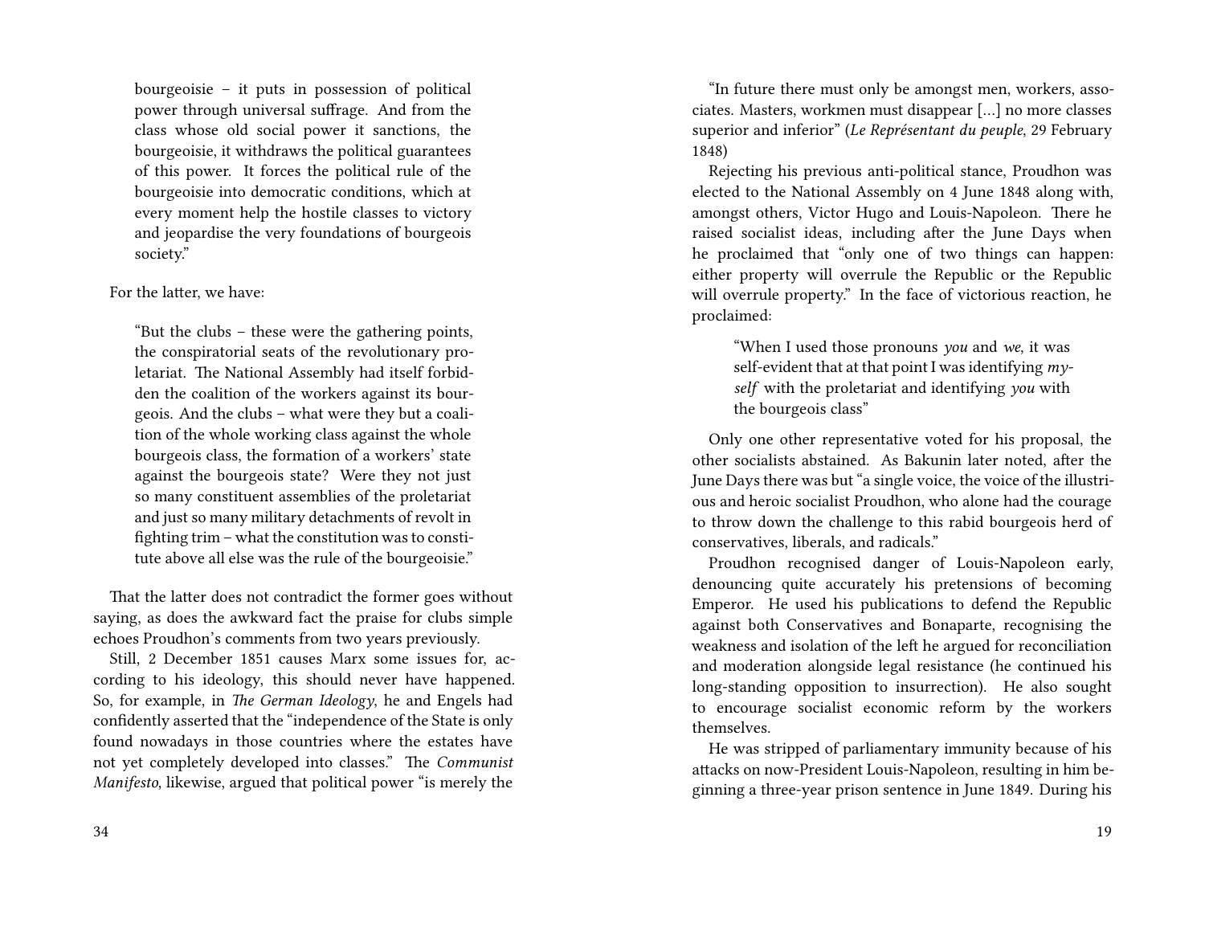bourgeoisie – it puts in possession of political power through universal suffrage. And from the class whose old social power it sanctions, the bourgeoisie, it withdraws the political guarantees of this power. It forces the political rule of the bourgeoisie into democratic conditions, which at every moment help the hostile classes to victory and jeopardise the very foundations of bourgeois society."

For the latter, we have:

> "But the clubs – these were the gathering points, the conspiratorial seats of the revolutionary proletariat. The National Assembly had itself forbidden the coalition of the workers against its bourgeois. And the clubs – what were they but a coalition of the whole working class against the whole bourgeois class, the formation of a workers' state against the bourgeois state? Were they not just so many constituent assemblies of the proletariat and just so many military detachments of revolt in fighting trim – what the constitution was to constitute above all else was the rule of the bourgeoisie."

That the latter does not contradict the former goes without saying, as does the awkward fact the praise for clubs simple echoes Proudhon's comments from two years previously.

Still, 2 December 1851 causes Marx some issues for, according to his ideology, this should never have happened. So, for example, in *The German Ideology*, he and Engels had confidently asserted that the "independence of the State is only found nowadays in those countries where the estates have not yet completely developed into classes." The *Communist Manifesto*, likewise, argued that political power "is merely the

"In future there must only be amongst men, workers, associates. Masters, workmen must disappear […] no more classes superior and inferior" (*Le Représentant du peuple*, 29 February 1848)

Rejecting his previous anti-political stance, Proudhon was elected to the National Assembly on 4 June 1848 along with, amongst others, Victor Hugo and Louis-Napoleon. There he raised socialist ideas, including after the June Days when he proclaimed that "only one of two things can happen: either property will overrule the Republic or the Republic will overrule property." In the face of victorious reaction, he proclaimed:

> "When I used those pronouns *you* and *we*, it was self-evident that at that point I was identifying *myself* with the proletariat and identifying *you* with the bourgeois class"

Only one other representative voted for his proposal, the other socialists abstained. As Bakunin later noted, after the June Days there was but "a single voice, the voice of the illustrious and heroic socialist Proudhon, who alone had the courage to throw down the challenge to this rabid bourgeois herd of conservatives, liberals, and radicals."

Proudhon recognised danger of Louis-Napoleon early, denouncing quite accurately his pretensions of becoming Emperor. He used his publications to defend the Republic against both Conservatives and Bonaparte, recognising the weakness and isolation of the left he argued for reconciliation and moderation alongside legal resistance (he continued his long-standing opposition to insurrection). He also sought to encourage socialist economic reform by the workers themselves.

He was stripped of parliamentary immunity because of his attacks on now-President Louis-Napoleon, resulting in him beginning a three-year prison sentence in June 1849. During his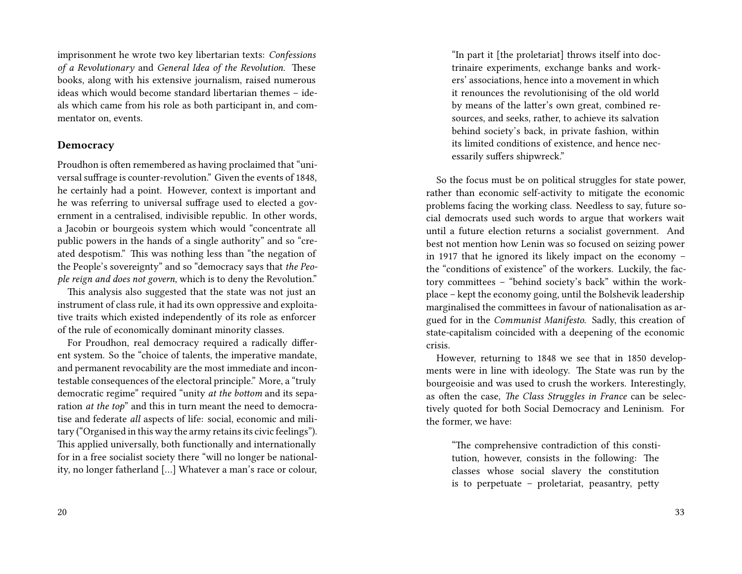imprisonment he wrote two key libertarian texts: *Confessions of a Revolutionary* and *General Idea of the Revolution.* These books, along with his extensive journalism, raised numerous ideas which would become standard libertarian themes – ideals which came from his role as both participant in, and commentator on, events.

### Democracy

Proudhon is often remembered as having proclaimed that "universal suffrage is counter-revolution." Given the events of 1848, he certainly had a point. However, context is important and he was referring to universal suffrage used to elected a government in a centralised, indivisible republic. In other words, a Jacobin or bourgeois system which would "concentrate all public powers in the hands of a single authority" and so "created despotism." This was nothing less than "the negation of the People's sovereignty" and so "democracy says that *the People reign and does not govern*, which is to deny the Revolution."

This analysis also suggested that the state was not just an instrument of class rule, it had its own oppressive and exploitative traits which existed independently of its role as enforcer of the rule of economically dominant minority classes.

For Proudhon, real democracy required a radically different system. So the "choice of talents, the imperative mandate, and permanent revocability are the most immediate and incontestable consequences of the electoral principle." More, a "truly democratic regime" required "unity *at the bottom* and its separation *at the top*" and this in turn meant the need to democratise and federate *all* aspects of life: social, economic and military ("Organised in this way the army retains its civic feelings"). This applied universally, both functionally and internationally for in a free socialist society there "will no longer be nationality, no longer fatherland […] Whatever a man's race or colour,

> "In part it [the proletariat] throws itself into doctrinaire experiments, exchange banks and workers' associations, hence into a movement in which it renounces the revolutionising of the old world by means of the latter's own great, combined resources, and seeks, rather, to achieve its salvation behind society's back, in private fashion, within its limited conditions of existence, and hence necessarily suffers shipwreck."

So the focus must be on political struggles for state power, rather than economic self-activity to mitigate the economic problems facing the working class. Needless to say, future social democrats used such words to argue that workers wait until a future election returns a socialist government. And best not mention how Lenin was so focused on seizing power in 1917 that he ignored its likely impact on the economy – the "conditions of existence" of the workers. Luckily, the factory committees – "behind society's back" within the workplace – kept the economy going, until the Bolshevik leadership marginalised the committees in favour of nationalisation as argued for in the *Communist Manifesto.* Sadly, this creation of state-capitalism coincided with a deepening of the economic crisis.

However, returning to 1848 we see that in 1850 developments were in line with ideology. The State was run by the bourgeoisie and was used to crush the workers. Interestingly, as often the case, *The Class Struggles in France* can be selectively quoted for both Social Democracy and Leninism. For the former, we have:

> "The comprehensive contradiction of this constitution, however, consists in the following: The classes whose social slavery the constitution is to perpetuate – proletariat, peasantry, petty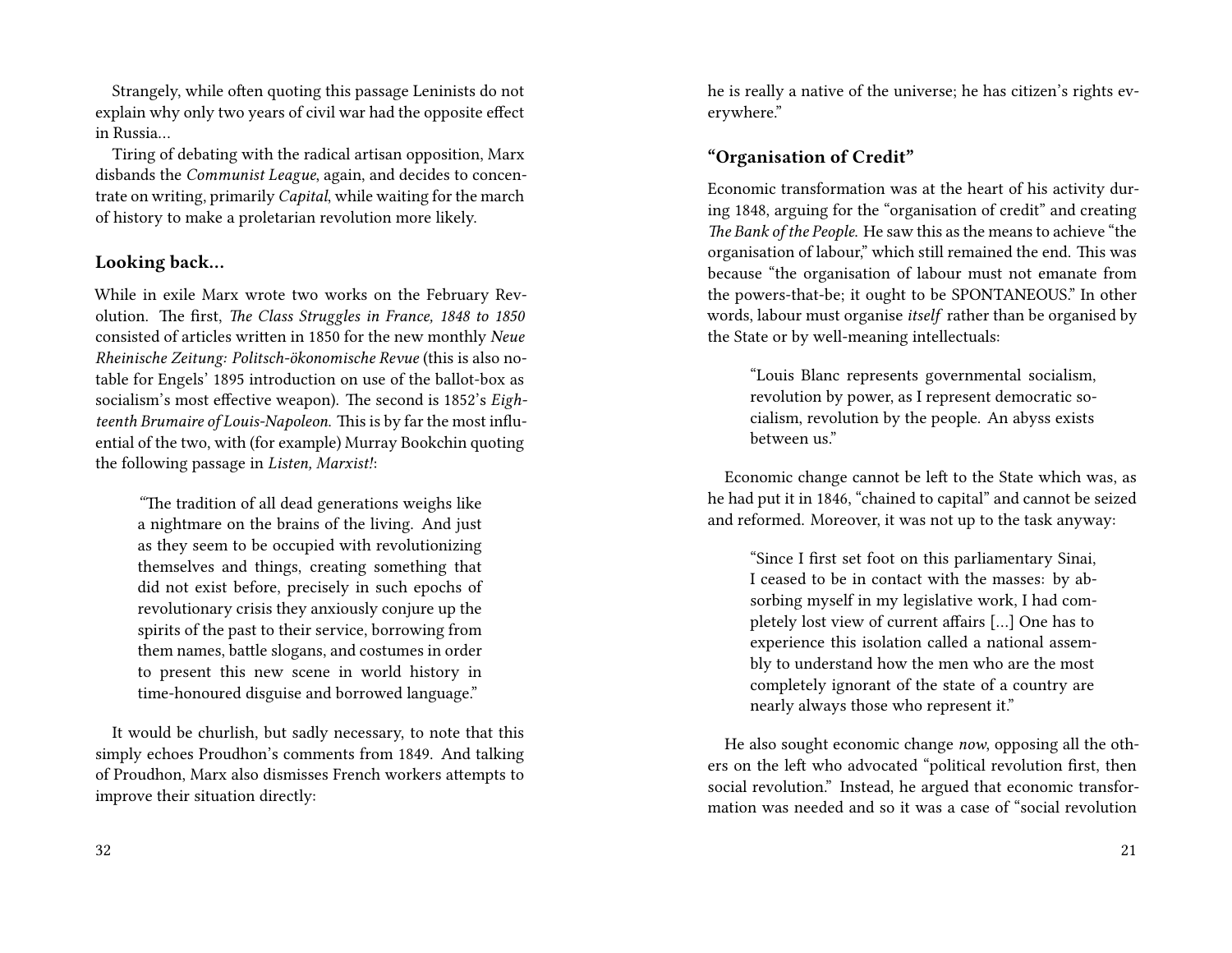Strangely, while often quoting this passage Leninists do not explain why only two years of civil war had the opposite effect in Russia…

Tiring of debating with the radical artisan opposition, Marx disbands the *Communist League*, again, and decides to concentrate on writing, primarily *Capital*, while waiting for the march of history to make a proletarian revolution more likely.

### Looking back…

While in exile Marx wrote two works on the February Revolution. The first, *The Class Struggles in France, 1848 to 1850* consisted of articles written in 1850 for the new monthly *Neue Rheinische Zeitung: Politsch-ökonomische Revue* (this is also notable for Engels' 1895 introduction on use of the ballot-box as socialism's most effective weapon). The second is 1852's *Eighteenth Brumaire of Louis-Napoleon.* This is by far the most influential of the two, with (for example) Murray Bookchin quoting the following passage in *Listen, Marxist!*:

> "The tradition of all dead generations weighs like a nightmare on the brains of the living. And just as they seem to be occupied with revolutionizing themselves and things, creating something that did not exist before, precisely in such epochs of revolutionary crisis they anxiously conjure up the spirits of the past to their service, borrowing from them names, battle slogans, and costumes in order to present this new scene in world history in time-honoured disguise and borrowed language."

It would be churlish, but sadly necessary, to note that this simply echoes Proudhon's comments from 1849. And talking of Proudhon, Marx also dismisses French workers attempts to improve their situation directly:

he is really a native of the universe; he has citizen's rights everywhere."

### "Organisation of Credit"

Economic transformation was at the heart of his activity during 1848, arguing for the "organisation of credit" and creating *The Bank of the People.* He saw this as the means to achieve "the organisation of labour," which still remained the end. This was because "the organisation of labour must not emanate from the powers-that-be; it ought to be SPONTANEOUS." In other words, labour must organise *itself* rather than be organised by the State or by well-meaning intellectuals:

> "Louis Blanc represents governmental socialism, revolution by power, as I represent democratic socialism, revolution by the people. An abyss exists between us."

Economic change cannot be left to the State which was, as he had put it in 1846, "chained to capital" and cannot be seized and reformed. Moreover, it was not up to the task anyway:

> "Since I first set foot on this parliamentary Sinai, I ceased to be in contact with the masses: by absorbing myself in my legislative work, I had completely lost view of current affairs […] One has to experience this isolation called a national assembly to understand how the men who are the most completely ignorant of the state of a country are nearly always those who represent it."

He also sought economic change *now*, opposing all the others on the left who advocated "political revolution first, then social revolution." Instead, he argued that economic transformation was needed and so it was a case of "social revolution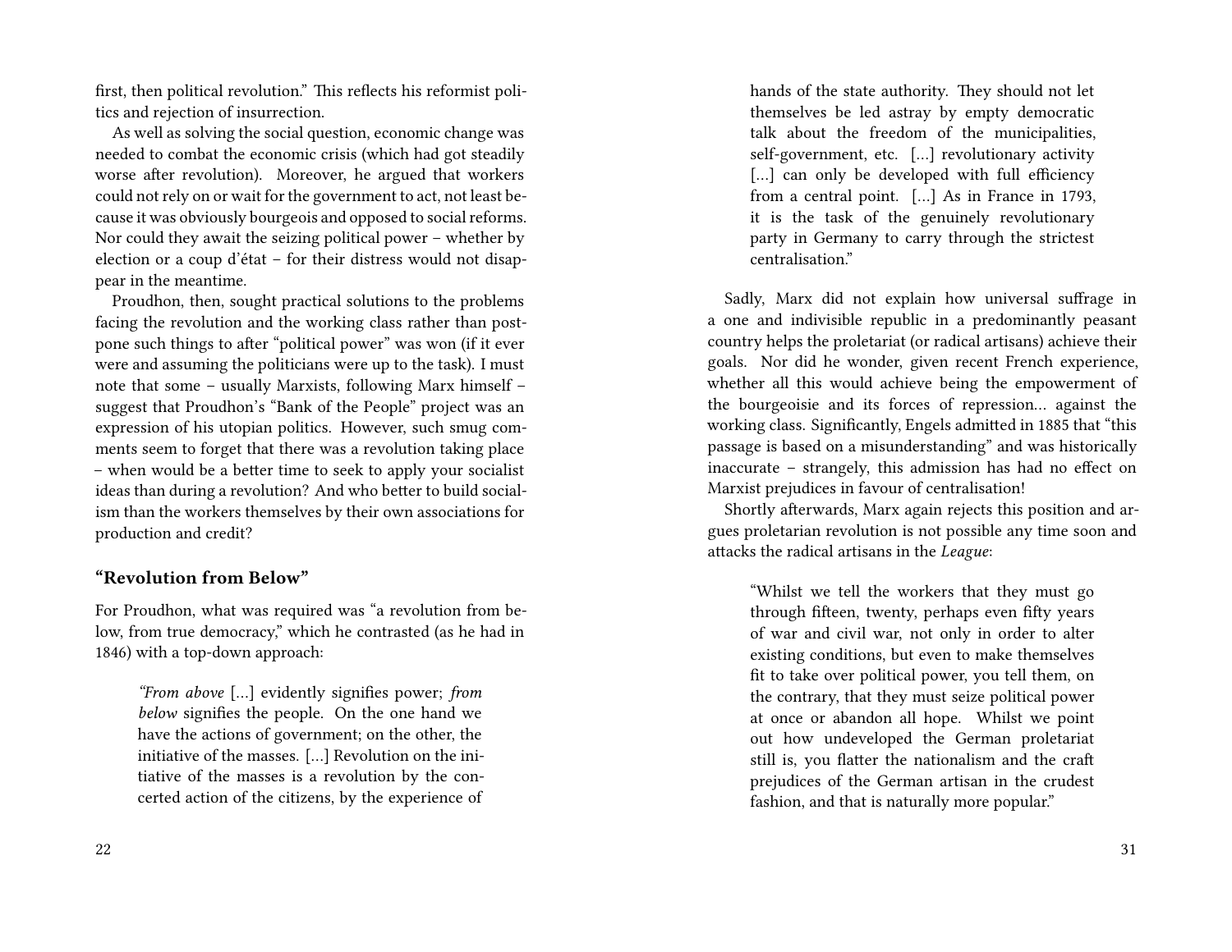first, then political revolution." This reflects his reformist politics and rejection of insurrection.

As well as solving the social question, economic change was needed to combat the economic crisis (which had got steadily worse after revolution). Moreover, he argued that workers could not rely on or wait for the government to act, not least because it was obviously bourgeois and opposed to social reforms. Nor could they await the seizing political power – whether by election or a coup d'état – for their distress would not disappear in the meantime.

Proudhon, then, sought practical solutions to the problems facing the revolution and the working class rather than postpone such things to after "political power" was won (if it ever were and assuming the politicians were up to the task). I must note that some – usually Marxists, following Marx himself – suggest that Proudhon's "Bank of the People" project was an expression of his utopian politics. However, such smug comments seem to forget that there was a revolution taking place – when would be a better time to seek to apply your socialist ideas than during a revolution? And who better to build socialism than the workers themselves by their own associations for production and credit?

### "Revolution from Below"

For Proudhon, what was required was "a revolution from below, from true democracy," which he contrasted (as he had in 1846) with a top-down approach:

> *"From above* […] evidently signifies power; *from below* signifies the people. On the one hand we have the actions of government; on the other, the initiative of the masses. […] Revolution on the initiative of the masses is a revolution by the concerted action of the citizens, by the experience of

> hands of the state authority. They should not let themselves be led astray by empty democratic talk about the freedom of the municipalities, self-government, etc. […] revolutionary activity […] can only be developed with full efficiency from a central point. […] As in France in 1793, it is the task of the genuinely revolutionary party in Germany to carry through the strictest centralisation."

Sadly, Marx did not explain how universal suffrage in a one and indivisible republic in a predominantly peasant country helps the proletariat (or radical artisans) achieve their goals. Nor did he wonder, given recent French experience, whether all this would achieve being the empowerment of the bourgeoisie and its forces of repression… against the working class. Significantly, Engels admitted in 1885 that "this passage is based on a misunderstanding" and was historically inaccurate – strangely, this admission has had no effect on Marxist prejudices in favour of centralisation!

Shortly afterwards, Marx again rejects this position and argues proletarian revolution is not possible any time soon and attacks the radical artisans in the *League*:

> "Whilst we tell the workers that they must go through fifteen, twenty, perhaps even fifty years of war and civil war, not only in order to alter existing conditions, but even to make themselves fit to take over political power, you tell them, on the contrary, that they must seize political power at once or abandon all hope. Whilst we point out how undeveloped the German proletariat still is, you flatter the nationalism and the craft prejudices of the German artisan in the crudest fashion, and that is naturally more popular."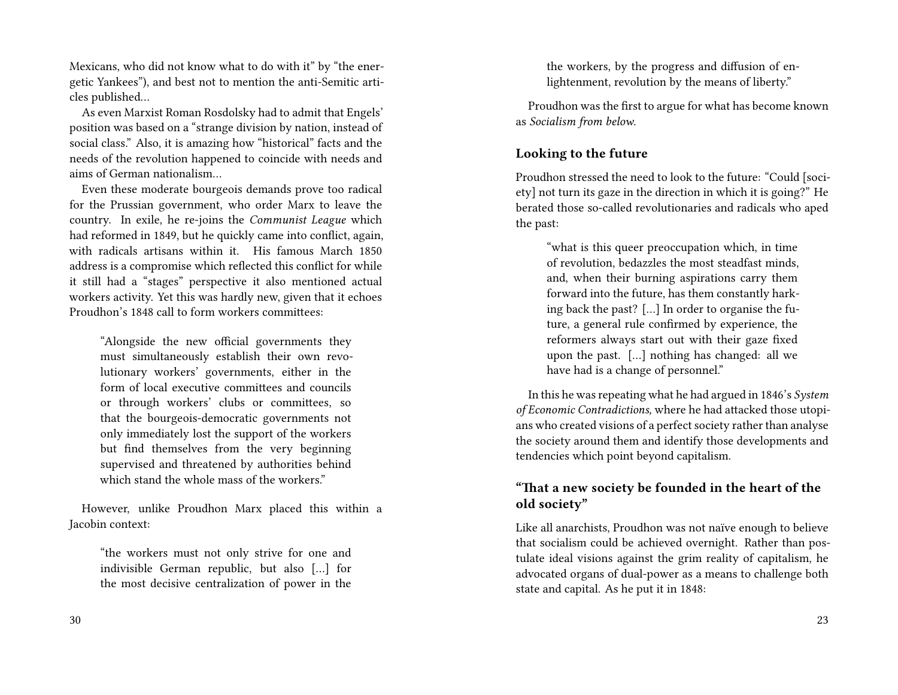Mexicans, who did not know what to do with it" by "the energetic Yankees"), and best not to mention the anti-Semitic articles published…

As even Marxist Roman Rosdolsky had to admit that Engels' position was based on a "strange division by nation, instead of social class." Also, it is amazing how "historical" facts and the needs of the revolution happened to coincide with needs and aims of German nationalism…

Even these moderate bourgeois demands prove too radical for the Prussian government, who order Marx to leave the country. In exile, he re-joins the *Communist League* which had reformed in 1849, but he quickly came into conflict, again, with radicals artisans within it. His famous March 1850 address is a compromise which reflected this conflict for while it still had a "stages" perspective it also mentioned actual workers activity. Yet this was hardly new, given that it echoes Proudhon's 1848 call to form workers committees:

> "Alongside the new official governments they must simultaneously establish their own revolutionary workers' governments, either in the form of local executive committees and councils or through workers' clubs or committees, so that the bourgeois-democratic governments not only immediately lost the support of the workers but find themselves from the very beginning supervised and threatened by authorities behind which stand the whole mass of the workers."

However, unlike Proudhon Marx placed this within a Jacobin context:

> "the workers must not only strive for one and indivisible German republic, but also […] for the most decisive centralization of power in the

> the workers, by the progress and diffusion of enlightenment, revolution by the means of liberty."

Proudhon was the first to argue for what has become known as *Socialism from below*.

### Looking to the future

Proudhon stressed the need to look to the future: "Could [society] not turn its gaze in the direction in which it is going?" He berated those so-called revolutionaries and radicals who aped the past:

> "what is this queer preoccupation which, in time of revolution, bedazzles the most steadfast minds, and, when their burning aspirations carry them forward into the future, has them constantly harking back the past? […] In order to organise the future, a general rule confirmed by experience, the reformers always start out with their gaze fixed upon the past. […] nothing has changed: all we have had is a change of personnel."

In this he was repeating what he had argued in 1846's *System of Economic Contradictions,* where he had attacked those utopians who created visions of a perfect society rather than analyse the society around them and identify those developments and tendencies which point beyond capitalism.

### "That a new society be founded in the heart of the old society"

Like all anarchists, Proudhon was not naïve enough to believe that socialism could be achieved overnight. Rather than postulate ideal visions against the grim reality of capitalism, he advocated organs of dual-power as a means to challenge both state and capital. As he put it in 1848: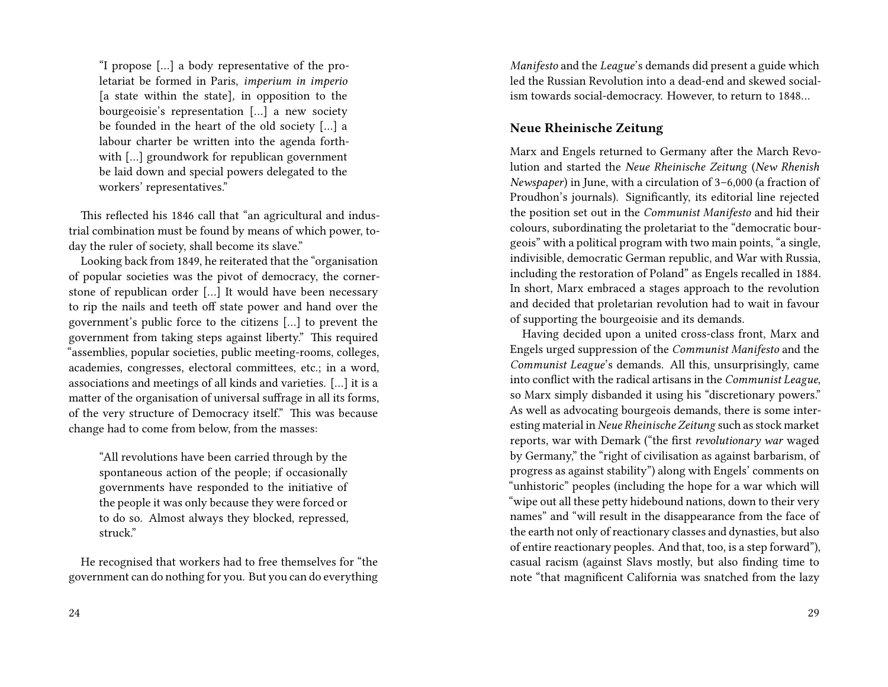> "I propose [...] a body representative of the proletariat be formed in Paris, *imperium in imperio* [a state within the state], in opposition to the bourgeoisie's representation [...] a new society be founded in the heart of the old society [...] a labour charter be written into the agenda forthwith [...] groundwork for republican government be laid down and special powers delegated to the workers' representatives."

This reflected his 1846 call that "an agricultural and industrial combination must be found by means of which power, today the ruler of society, shall become its slave."

Looking back from 1849, he reiterated that the "organisation of popular societies was the pivot of democracy, the cornerstone of republican order [...] It would have been necessary to rip the nails and teeth off state power and hand over the government's public force to the citizens [...] to prevent the government from taking steps against liberty." This required "assemblies, popular societies, public meeting-rooms, colleges, academies, congresses, electoral committees, etc.; in a word, associations and meetings of all kinds and varieties. [...] it is a matter of the organisation of universal suffrage in all its forms, of the very structure of Democracy itself." This was because change had to come from below, from the masses:

> "All revolutions have been carried through by the spontaneous action of the people; if occasionally governments have responded to the initiative of the people it was only because they were forced or to do so. Almost always they blocked, repressed, struck."

He recognised that workers had to free themselves for "the government can do nothing for you. But you can do everything

*Manifesto* and the *League*'s demands did present a guide which led the Russian Revolution into a dead-end and skewed socialism towards social-democracy. However, to return to 1848...

### Neue Rheinische Zeitung

Marx and Engels returned to Germany after the March Revolution and started the *Neue Rheinische Zeitung* (*New Rhenish Newspaper*) in June, with a circulation of 3–6,000 (a fraction of Proudhon's journals). Significantly, its editorial line rejected the position set out in the *Communist Manifesto* and hid their colours, subordinating the proletariat to the "democratic bourgeois" with a political program with two main points, "a single, indivisible, democratic German republic, and War with Russia, including the restoration of Poland" as Engels recalled in 1884. In short, Marx embraced a stages approach to the revolution and decided that proletarian revolution had to wait in favour of supporting the bourgeoisie and its demands.

Having decided upon a united cross-class front, Marx and Engels urged suppression of the *Communist Manifesto* and the *Communist League*'s demands. All this, unsurprisingly, came into conflict with the radical artisans in the *Communist League*, so Marx simply disbanded it using his "discretionary powers." As well as advocating bourgeois demands, there is some interesting material in *Neue Rheinische Zeitung* such as stock market reports, war with Demark ("the first *revolutionary war* waged by Germany," the "right of civilisation as against barbarism, of progress as against stability") along with Engels' comments on "unhistoric" peoples (including the hope for a war which will "wipe out all these petty hidebound nations, down to their very names" and "will result in the disappearance from the face of the earth not only of reactionary classes and dynasties, but also of entire reactionary peoples. And that, too, is a step forward"), casual racism (against Slavs mostly, but also finding time to note "that magnificent California was snatched from the lazy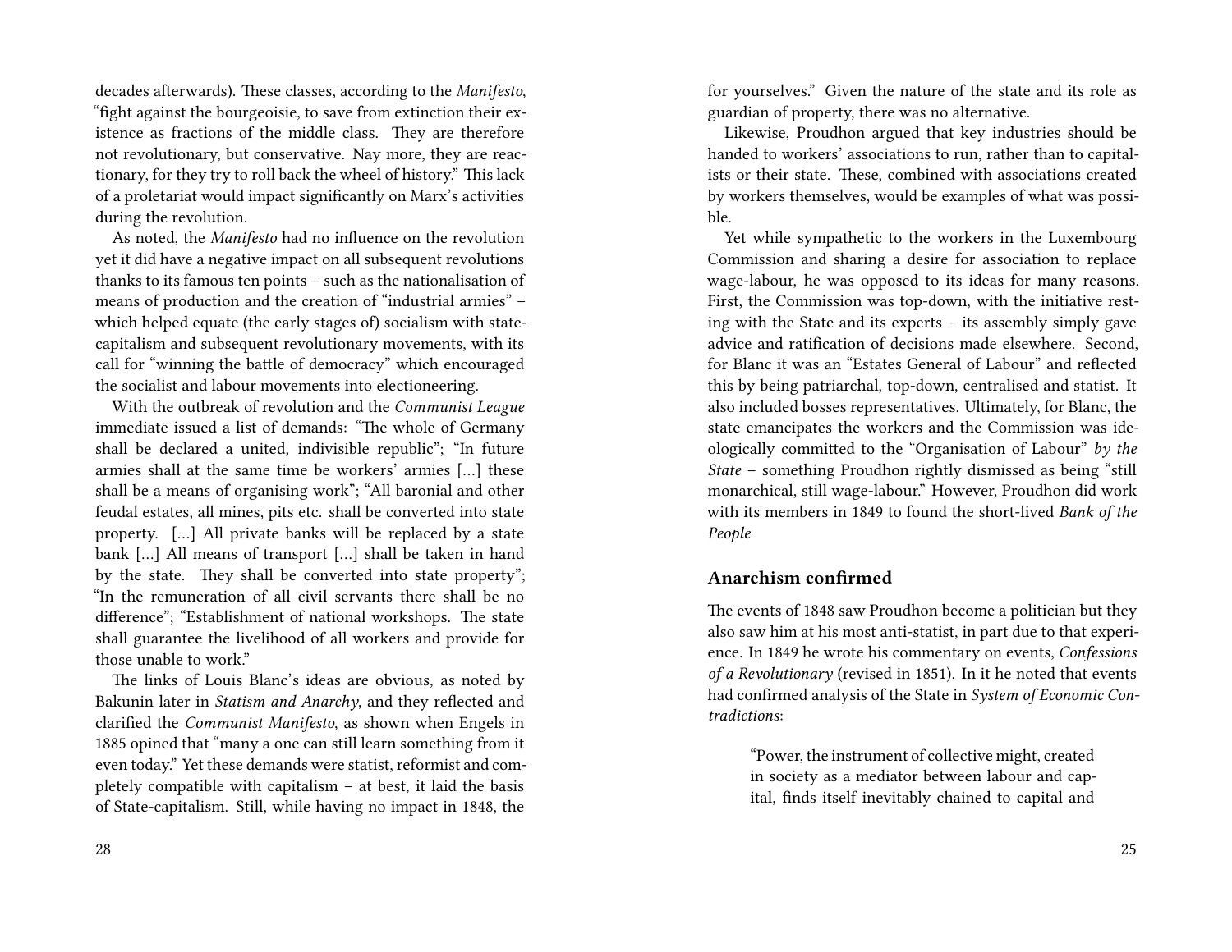decades afterwards). These classes, according to the *Manifesto*, "fight against the bourgeoisie, to save from extinction their existence as fractions of the middle class. They are therefore not revolutionary, but conservative. Nay more, they are reactionary, for they try to roll back the wheel of history." This lack of a proletariat would impact significantly on Marx's activities during the revolution.

As noted, the *Manifesto* had no influence on the revolution yet it did have a negative impact on all subsequent revolutions thanks to its famous ten points – such as the nationalisation of means of production and the creation of "industrial armies" – which helped equate (the early stages of) socialism with state-capitalism and subsequent revolutionary movements, with its call for "winning the battle of democracy" which encouraged the socialist and labour movements into electioneering.

With the outbreak of revolution and the *Communist League* immediate issued a list of demands: "The whole of Germany shall be declared a united, indivisible republic"; "In future armies shall at the same time be workers' armies […] these shall be a means of organising work"; "All baronial and other feudal estates, all mines, pits etc. shall be converted into state property. […] All private banks will be replaced by a state bank […] All means of transport […] shall be taken in hand by the state. They shall be converted into state property"; "In the remuneration of all civil servants there shall be no difference"; "Establishment of national workshops. The state shall guarantee the livelihood of all workers and provide for those unable to work."

The links of Louis Blanc's ideas are obvious, as noted by Bakunin later in *Statism and Anarchy*, and they reflected and clarified the *Communist Manifesto*, as shown when Engels in 1885 opined that "many a one can still learn something from it even today." Yet these demands were statist, reformist and completely compatible with capitalism – at best, it laid the basis of State-capitalism. Still, while having no impact in 1848, the

for yourselves." Given the nature of the state and its role as guardian of property, there was no alternative.

Likewise, Proudhon argued that key industries should be handed to workers' associations to run, rather than to capitalists or their state. These, combined with associations created by workers themselves, would be examples of what was possible.

Yet while sympathetic to the workers in the Luxembourg Commission and sharing a desire for association to replace wage-labour, he was opposed to its ideas for many reasons. First, the Commission was top-down, with the initiative resting with the State and its experts – its assembly simply gave advice and ratification of decisions made elsewhere. Second, for Blanc it was an "Estates General of Labour" and reflected this by being patriarchal, top-down, centralised and statist. It also included bosses representatives. Ultimately, for Blanc, the state emancipates the workers and the Commission was ideologically committed to the "Organisation of Labour" *by the State* – something Proudhon rightly dismissed as being "still monarchical, still wage-labour." However, Proudhon did work with its members in 1849 to found the short-lived *Bank of the People*

### Anarchism confirmed

The events of 1848 saw Proudhon become a politician but they also saw him at his most anti-statist, in part due to that experience. In 1849 he wrote his commentary on events, *Confessions of a Revolutionary* (revised in 1851). In it he noted that events had confirmed analysis of the State in *System of Economic Contradictions*:

> "Power, the instrument of collective might, created in society as a mediator between labour and capital, finds itself inevitably chained to capital and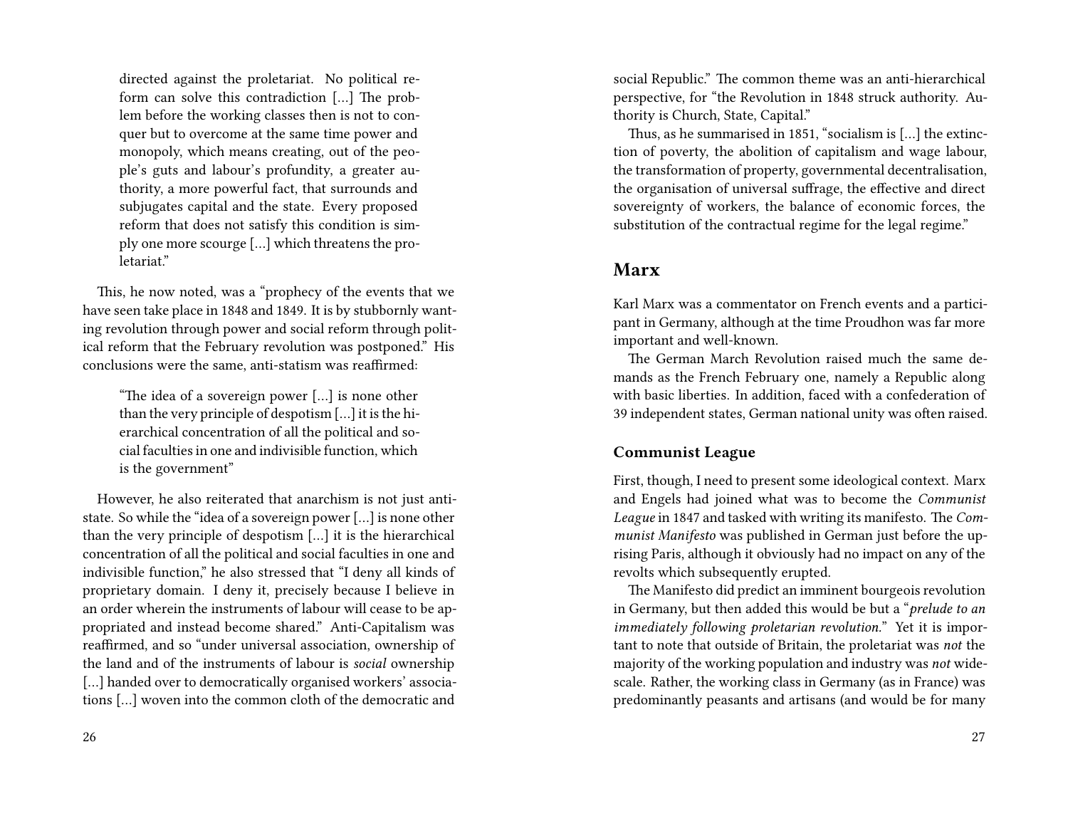> directed against the proletariat. No political reform can solve this contradiction […] The problem before the working classes then is not to conquer but to overcome at the same time power and monopoly, which means creating, out of the people's guts and labour's profundity, a greater authority, a more powerful fact, that surrounds and subjugates capital and the state. Every proposed reform that does not satisfy this condition is simply one more scourge […] which threatens the proletariat."

This, he now noted, was a "prophecy of the events that we have seen take place in 1848 and 1849. It is by stubbornly wanting revolution through power and social reform through political reform that the February revolution was postponed." His conclusions were the same, anti-statism was reaffirmed:

> "The idea of a sovereign power […] is none other than the very principle of despotism […] it is the hierarchical concentration of all the political and social faculties in one and indivisible function, which is the government"

However, he also reiterated that anarchism is not just anti-state. So while the "idea of a sovereign power […] is none other than the very principle of despotism […] it is the hierarchical concentration of all the political and social faculties in one and indivisible function," he also stressed that "I deny all kinds of proprietary domain. I deny it, precisely because I believe in an order wherein the instruments of labour will cease to be appropriated and instead become shared." Anti-Capitalism was reaffirmed, and so "under universal association, ownership of the land and of the instruments of labour is *social* ownership […] handed over to democratically organised workers' associations […] woven into the common cloth of the democratic and social Republic." The common theme was an anti-hierarchical perspective, for "the Revolution in 1848 struck authority. Authority is Church, State, Capital."

Thus, as he summarised in 1851, "socialism is […] the extinction of poverty, the abolition of capitalism and wage labour, the transformation of property, governmental decentralisation, the organisation of universal suffrage, the effective and direct sovereignty of workers, the balance of economic forces, the substitution of the contractual regime for the legal regime."

## Marx

Karl Marx was a commentator on French events and a participant in Germany, although at the time Proudhon was far more important and well-known.

The German March Revolution raised much the same demands as the French February one, namely a Republic along with basic liberties. In addition, faced with a confederation of 39 independent states, German national unity was often raised.

### Communist League

First, though, I need to present some ideological context. Marx and Engels had joined what was to become the *Communist League* in 1847 and tasked with writing its manifesto. The *Communist Manifesto* was published in German just before the uprising Paris, although it obviously had no impact on any of the revolts which subsequently erupted.

The Manifesto did predict an imminent bourgeois revolution in Germany, but then added this would be but a "*prelude to an immediately following proletarian revolution.*" Yet it is important to note that outside of Britain, the proletariat was *not* the majority of the working population and industry was *not* widescale. Rather, the working class in Germany (as in France) was predominantly peasants and artisans (and would be for many